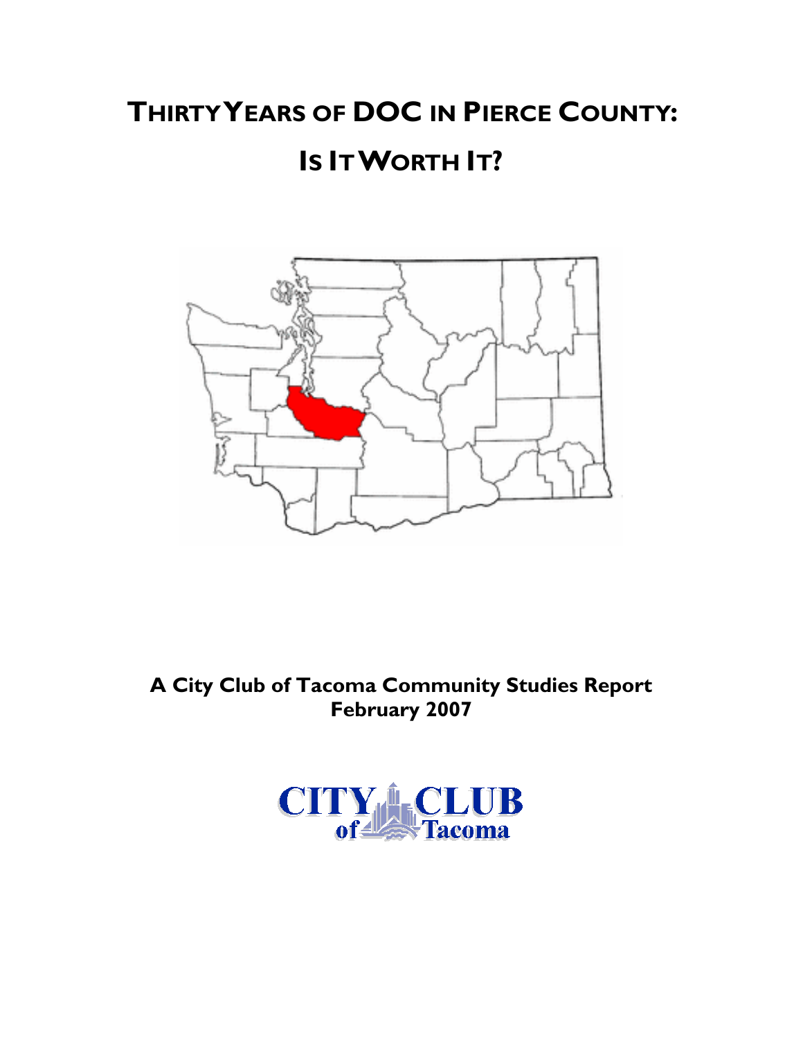# THIRTY YEARS OF DOC IN PIERCE COUNTY:

# IS IT WORTH IT?

**A City Club of Tacoma Community Studies Report**
**February 2007**

CITY CLUB of Tacoma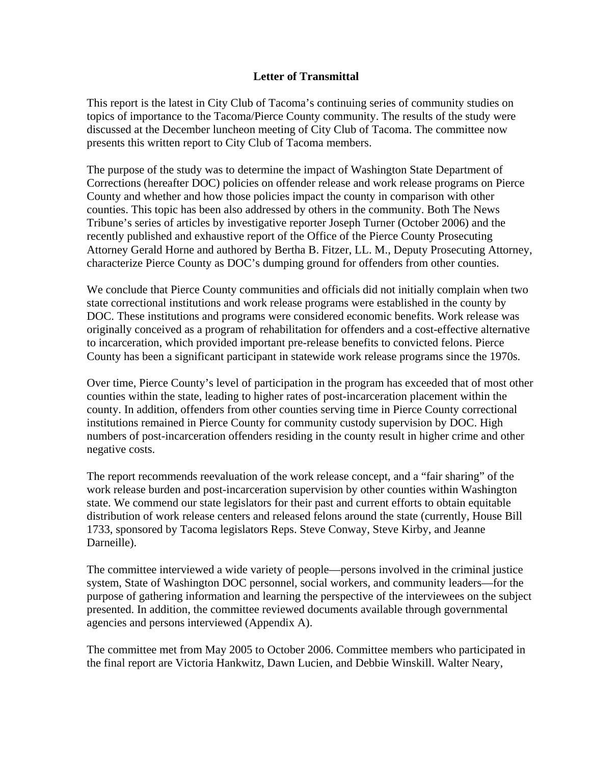## Letter of Transmittal

This report is the latest in City Club of Tacoma's continuing series of community studies on topics of importance to the Tacoma/Pierce County community. The results of the study were discussed at the December luncheon meeting of City Club of Tacoma. The committee now presents this written report to City Club of Tacoma members.

The purpose of the study was to determine the impact of Washington State Department of Corrections (hereafter DOC) policies on offender release and work release programs on Pierce County and whether and how those policies impact the county in comparison with other counties. This topic has been also addressed by others in the community. Both The News Tribune's series of articles by investigative reporter Joseph Turner (October 2006) and the recently published and exhaustive report of the Office of the Pierce County Prosecuting Attorney Gerald Horne and authored by Bertha B. Fitzer, LL. M., Deputy Prosecuting Attorney, characterize Pierce County as DOC's dumping ground for offenders from other counties.

We conclude that Pierce County communities and officials did not initially complain when two state correctional institutions and work release programs were established in the county by DOC. These institutions and programs were considered economic benefits. Work release was originally conceived as a program of rehabilitation for offenders and a cost-effective alternative to incarceration, which provided important pre-release benefits to convicted felons. Pierce County has been a significant participant in statewide work release programs since the 1970s.

Over time, Pierce County's level of participation in the program has exceeded that of most other counties within the state, leading to higher rates of post-incarceration placement within the county. In addition, offenders from other counties serving time in Pierce County correctional institutions remained in Pierce County for community custody supervision by DOC. High numbers of post-incarceration offenders residing in the county result in higher crime and other negative costs.

The report recommends reevaluation of the work release concept, and a "fair sharing" of the work release burden and post-incarceration supervision by other counties within Washington state. We commend our state legislators for their past and current efforts to obtain equitable distribution of work release centers and released felons around the state (currently, House Bill 1733, sponsored by Tacoma legislators Reps. Steve Conway, Steve Kirby, and Jeanne Darneille).

The committee interviewed a wide variety of people—persons involved in the criminal justice system, State of Washington DOC personnel, social workers, and community leaders—for the purpose of gathering information and learning the perspective of the interviewees on the subject presented. In addition, the committee reviewed documents available through governmental agencies and persons interviewed (Appendix A).

The committee met from May 2005 to October 2006. Committee members who participated in the final report are Victoria Hankwitz, Dawn Lucien, and Debbie Winskill. Walter Neary,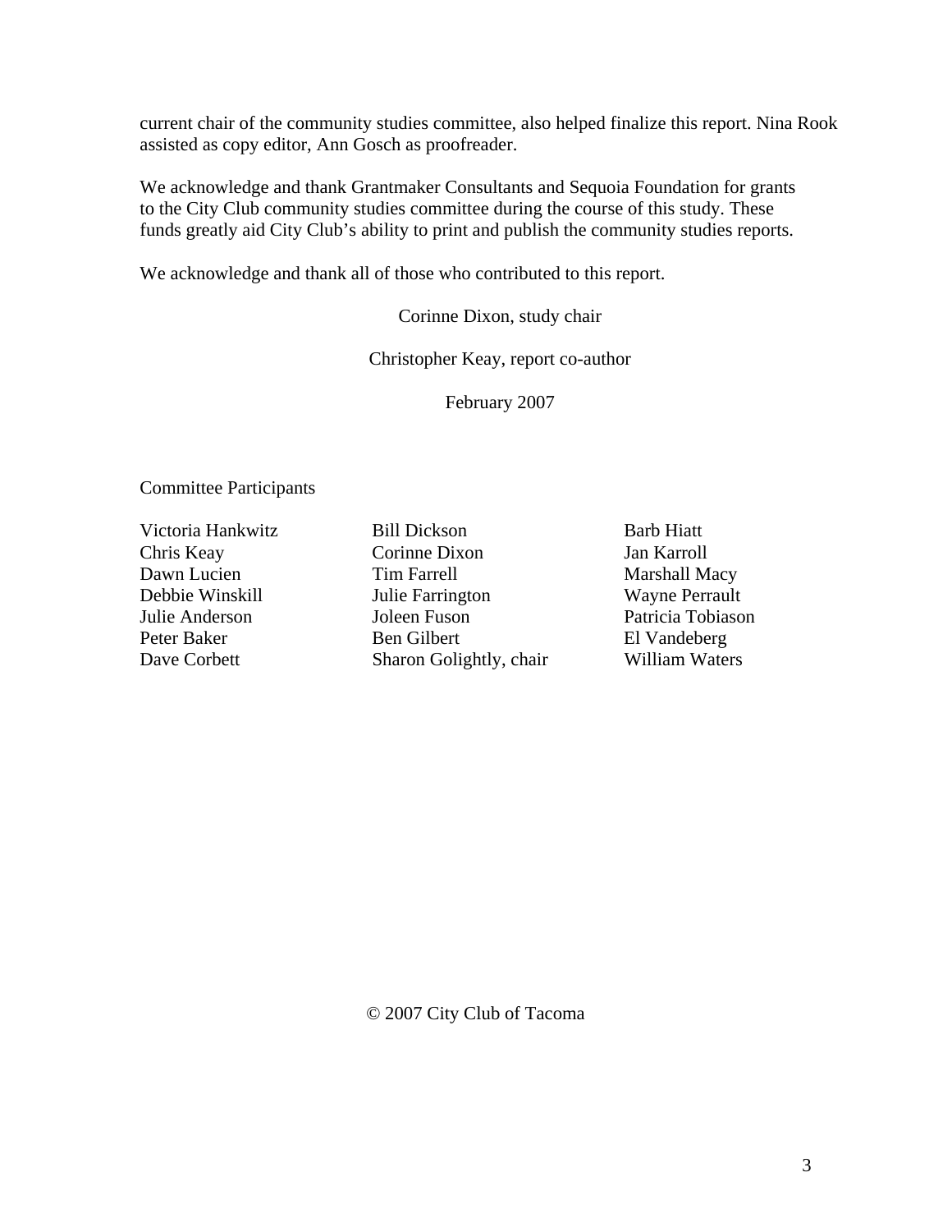current chair of the community studies committee, also helped finalize this report. Nina Rook assisted as copy editor, Ann Gosch as proofreader.

We acknowledge and thank Grantmaker Consultants and Sequoia Foundation for grants to the City Club community studies committee during the course of this study. These funds greatly aid City Club's ability to print and publish the community studies reports.

We acknowledge and thank all of those who contributed to this report.

Corinne Dixon, study chair

Christopher Keay, report co-author

February 2007

Committee Participants

| | | |
|---|---|---|
| Victoria Hankwitz | Bill Dickson | Barb Hiatt |
| Chris Keay | Corinne Dixon | Jan Karroll |
| Dawn Lucien | Tim Farrell | Marshall Macy |
| Debbie Winskill | Julie Farrington | Wayne Perrault |
| Julie Anderson | Joleen Fuson | Patricia Tobiason |
| Peter Baker | Ben Gilbert | El Vandeberg |
| Dave Corbett | Sharon Golightly, chair | William Waters |

© 2007 City Club of Tacoma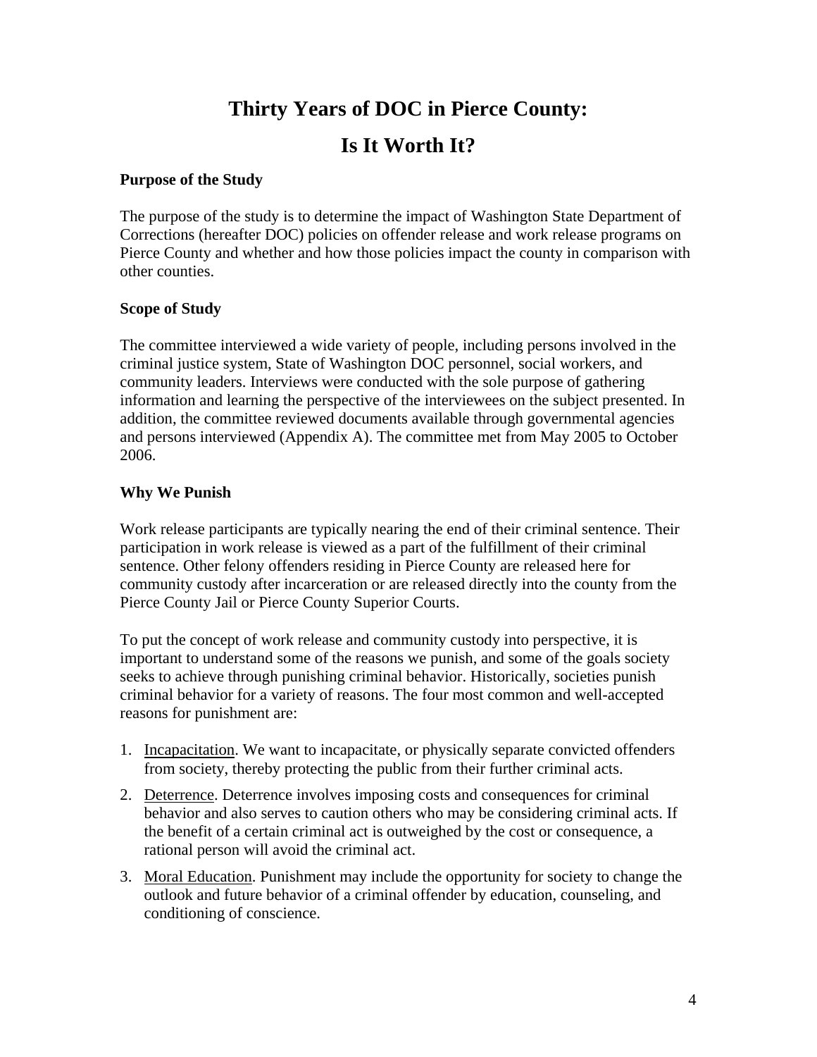# Thirty Years of DOC in Pierce County:

# Is It Worth It?

**Purpose of the Study**

The purpose of the study is to determine the impact of Washington State Department of Corrections (hereafter DOC) policies on offender release and work release programs on Pierce County and whether and how those policies impact the county in comparison with other counties.

**Scope of Study**

The committee interviewed a wide variety of people, including persons involved in the criminal justice system, State of Washington DOC personnel, social workers, and community leaders. Interviews were conducted with the sole purpose of gathering information and learning the perspective of the interviewees on the subject presented. In addition, the committee reviewed documents available through governmental agencies and persons interviewed (Appendix A). The committee met from May 2005 to October 2006.

**Why We Punish**

Work release participants are typically nearing the end of their criminal sentence. Their participation in work release is viewed as a part of the fulfillment of their criminal sentence. Other felony offenders residing in Pierce County are released here for community custody after incarceration or are released directly into the county from the Pierce County Jail or Pierce County Superior Courts.

To put the concept of work release and community custody into perspective, it is important to understand some of the reasons we punish, and some of the goals society seeks to achieve through punishing criminal behavior. Historically, societies punish criminal behavior for a variety of reasons. The four most common and well-accepted reasons for punishment are:

1. <u>Incapacitation</u>. We want to incapacitate, or physically separate convicted offenders from society, thereby protecting the public from their further criminal acts.
2. <u>Deterrence</u>. Deterrence involves imposing costs and consequences for criminal behavior and also serves to caution others who may be considering criminal acts. If the benefit of a certain criminal act is outweighed by the cost or consequence, a rational person will avoid the criminal act.
3. <u>Moral Education</u>. Punishment may include the opportunity for society to change the outlook and future behavior of a criminal offender by education, counseling, and conditioning of conscience.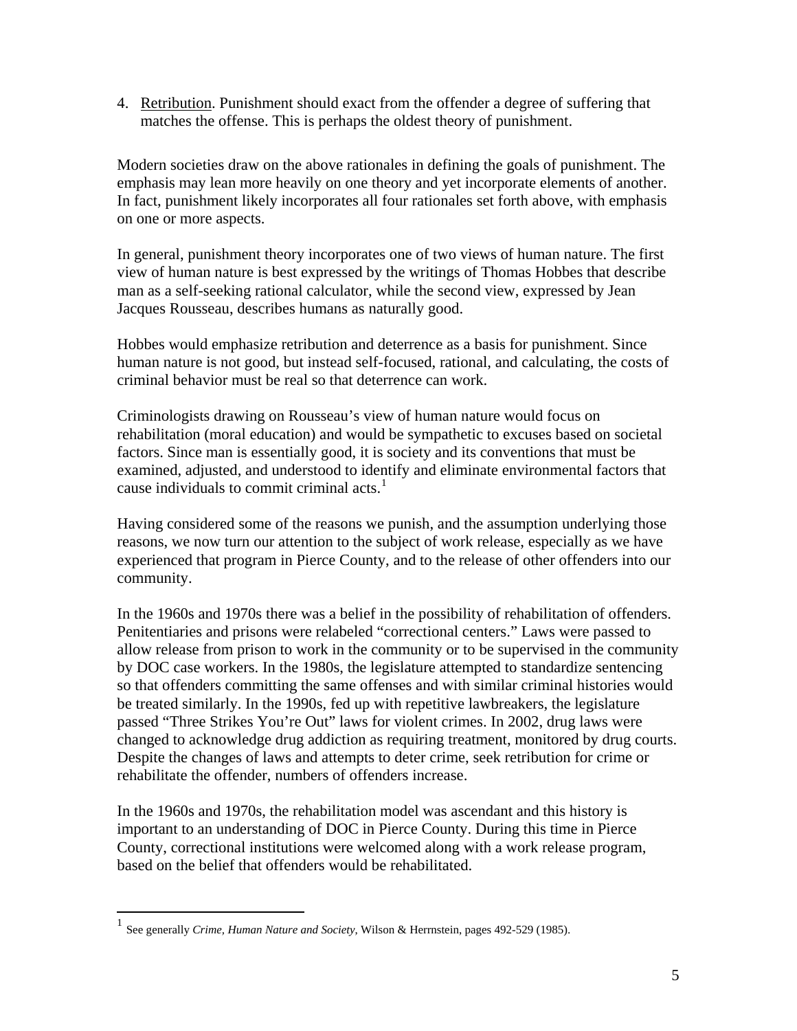4. <u>Retribution</u>. Punishment should exact from the offender a degree of suffering that matches the offense. This is perhaps the oldest theory of punishment.

Modern societies draw on the above rationales in defining the goals of punishment. The emphasis may lean more heavily on one theory and yet incorporate elements of another. In fact, punishment likely incorporates all four rationales set forth above, with emphasis on one or more aspects.

In general, punishment theory incorporates one of two views of human nature. The first view of human nature is best expressed by the writings of Thomas Hobbes that describe man as a self-seeking rational calculator, while the second view, expressed by Jean Jacques Rousseau, describes humans as naturally good.

Hobbes would emphasize retribution and deterrence as a basis for punishment. Since human nature is not good, but instead self-focused, rational, and calculating, the costs of criminal behavior must be real so that deterrence can work.

Criminologists drawing on Rousseau's view of human nature would focus on rehabilitation (moral education) and would be sympathetic to excuses based on societal factors. Since man is essentially good, it is society and its conventions that must be examined, adjusted, and understood to identify and eliminate environmental factors that cause individuals to commit criminal acts.[1]

Having considered some of the reasons we punish, and the assumption underlying those reasons, we now turn our attention to the subject of work release, especially as we have experienced that program in Pierce County, and to the release of other offenders into our community.

In the 1960s and 1970s there was a belief in the possibility of rehabilitation of offenders. Penitentiaries and prisons were relabeled "correctional centers." Laws were passed to allow release from prison to work in the community or to be supervised in the community by DOC case workers. In the 1980s, the legislature attempted to standardize sentencing so that offenders committing the same offenses and with similar criminal histories would be treated similarly. In the 1990s, fed up with repetitive lawbreakers, the legislature passed "Three Strikes You're Out" laws for violent crimes. In 2002, drug laws were changed to acknowledge drug addiction as requiring treatment, monitored by drug courts. Despite the changes of laws and attempts to deter crime, seek retribution for crime or rehabilitate the offender, numbers of offenders increase.

In the 1960s and 1970s, the rehabilitation model was ascendant and this history is important to an understanding of DOC in Pierce County. During this time in Pierce County, correctional institutions were welcomed along with a work release program, based on the belief that offenders would be rehabilitated.

---

[1] See generally *Crime, Human Nature and Society*, Wilson & Herrnstein, pages 492-529 (1985).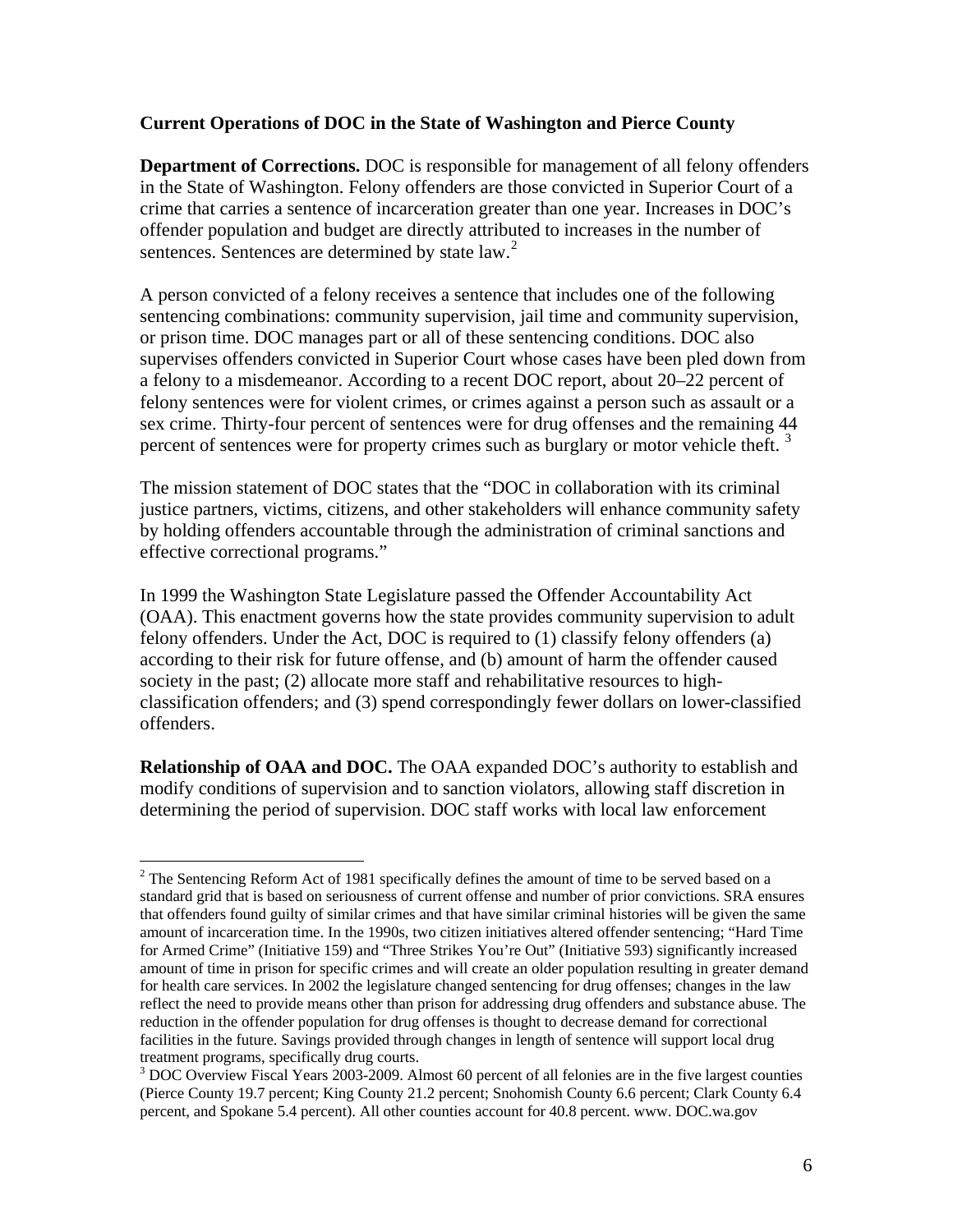**Current Operations of DOC in the State of Washington and Pierce County**

**Department of Corrections.** DOC is responsible for management of all felony offenders in the State of Washington. Felony offenders are those convicted in Superior Court of a crime that carries a sentence of incarceration greater than one year. Increases in DOC's offender population and budget are directly attributed to increases in the number of sentences. Sentences are determined by state law.[2]

A person convicted of a felony receives a sentence that includes one of the following sentencing combinations: community supervision, jail time and community supervision, or prison time. DOC manages part or all of these sentencing conditions. DOC also supervises offenders convicted in Superior Court whose cases have been pled down from a felony to a misdemeanor. According to a recent DOC report, about 20–22 percent of felony sentences were for violent crimes, or crimes against a person such as assault or a sex crime. Thirty-four percent of sentences were for drug offenses and the remaining 44 percent of sentences were for property crimes such as burglary or motor vehicle theft. [3]

The mission statement of DOC states that the "DOC in collaboration with its criminal justice partners, victims, citizens, and other stakeholders will enhance community safety by holding offenders accountable through the administration of criminal sanctions and effective correctional programs."

In 1999 the Washington State Legislature passed the Offender Accountability Act (OAA). This enactment governs how the state provides community supervision to adult felony offenders. Under the Act, DOC is required to (1) classify felony offenders (a) according to their risk for future offense, and (b) amount of harm the offender caused society in the past; (2) allocate more staff and rehabilitative resources to high-classification offenders; and (3) spend correspondingly fewer dollars on lower-classified offenders.

**Relationship of OAA and DOC.** The OAA expanded DOC's authority to establish and modify conditions of supervision and to sanction violators, allowing staff discretion in determining the period of supervision. DOC staff works with local law enforcement

---

[2] The Sentencing Reform Act of 1981 specifically defines the amount of time to be served based on a standard grid that is based on seriousness of current offense and number of prior convictions. SRA ensures that offenders found guilty of similar crimes and that have similar criminal histories will be given the same amount of incarceration time. In the 1990s, two citizen initiatives altered offender sentencing; "Hard Time for Armed Crime" (Initiative 159) and "Three Strikes You're Out" (Initiative 593) significantly increased amount of time in prison for specific crimes and will create an older population resulting in greater demand for health care services. In 2002 the legislature changed sentencing for drug offenses; changes in the law reflect the need to provide means other than prison for addressing drug offenders and substance abuse. The reduction in the offender population for drug offenses is thought to decrease demand for correctional facilities in the future. Savings provided through changes in length of sentence will support local drug treatment programs, specifically drug courts.

[3] DOC Overview Fiscal Years 2003-2009. Almost 60 percent of all felonies are in the five largest counties (Pierce County 19.7 percent; King County 21.2 percent; Snohomish County 6.6 percent; Clark County 6.4 percent, and Spokane 5.4 percent). All other counties account for 40.8 percent. www. DOC.wa.gov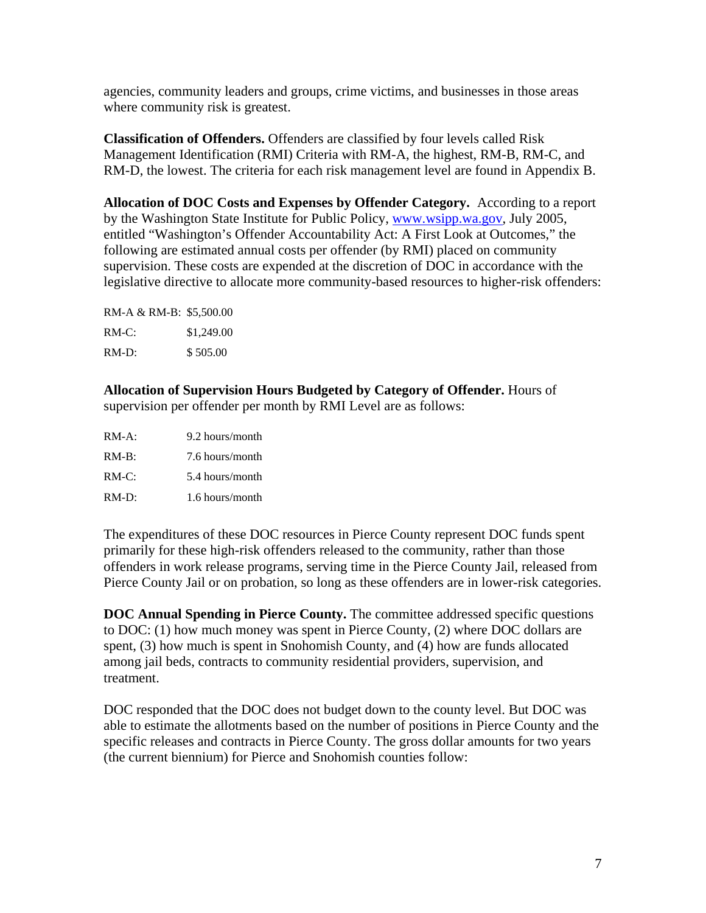agencies, community leaders and groups, crime victims, and businesses in those areas where community risk is greatest.

**Classification of Offenders.** Offenders are classified by four levels called Risk Management Identification (RMI) Criteria with RM-A, the highest, RM-B, RM-C, and RM-D, the lowest. The criteria for each risk management level are found in Appendix B.

**Allocation of DOC Costs and Expenses by Offender Category.** According to a report by the Washington State Institute for Public Policy, www.wsipp.wa.gov, July 2005, entitled "Washington's Offender Accountability Act: A First Look at Outcomes," the following are estimated annual costs per offender (by RMI) placed on community supervision. These costs are expended at the discretion of DOC in accordance with the legislative directive to allocate more community-based resources to higher-risk offenders:

| | |
|---|---|
| RM-A & RM-B: | $5,500.00 |
| RM-C: | $1,249.00 |
| RM-D: | $ 505.00 |

**Allocation of Supervision Hours Budgeted by Category of Offender.** Hours of supervision per offender per month by RMI Level are as follows:

| | |
|---|---|
| RM-A: | 9.2 hours/month |
| RM-B: | 7.6 hours/month |
| RM-C: | 5.4 hours/month |
| RM-D: | 1.6 hours/month |

The expenditures of these DOC resources in Pierce County represent DOC funds spent primarily for these high-risk offenders released to the community, rather than those offenders in work release programs, serving time in the Pierce County Jail, released from Pierce County Jail or on probation, so long as these offenders are in lower-risk categories.

**DOC Annual Spending in Pierce County.** The committee addressed specific questions to DOC: (1) how much money was spent in Pierce County, (2) where DOC dollars are spent, (3) how much is spent in Snohomish County, and (4) how are funds allocated among jail beds, contracts to community residential providers, supervision, and treatment.

DOC responded that the DOC does not budget down to the county level. But DOC was able to estimate the allotments based on the number of positions in Pierce County and the specific releases and contracts in Pierce County. The gross dollar amounts for two years (the current biennium) for Pierce and Snohomish counties follow: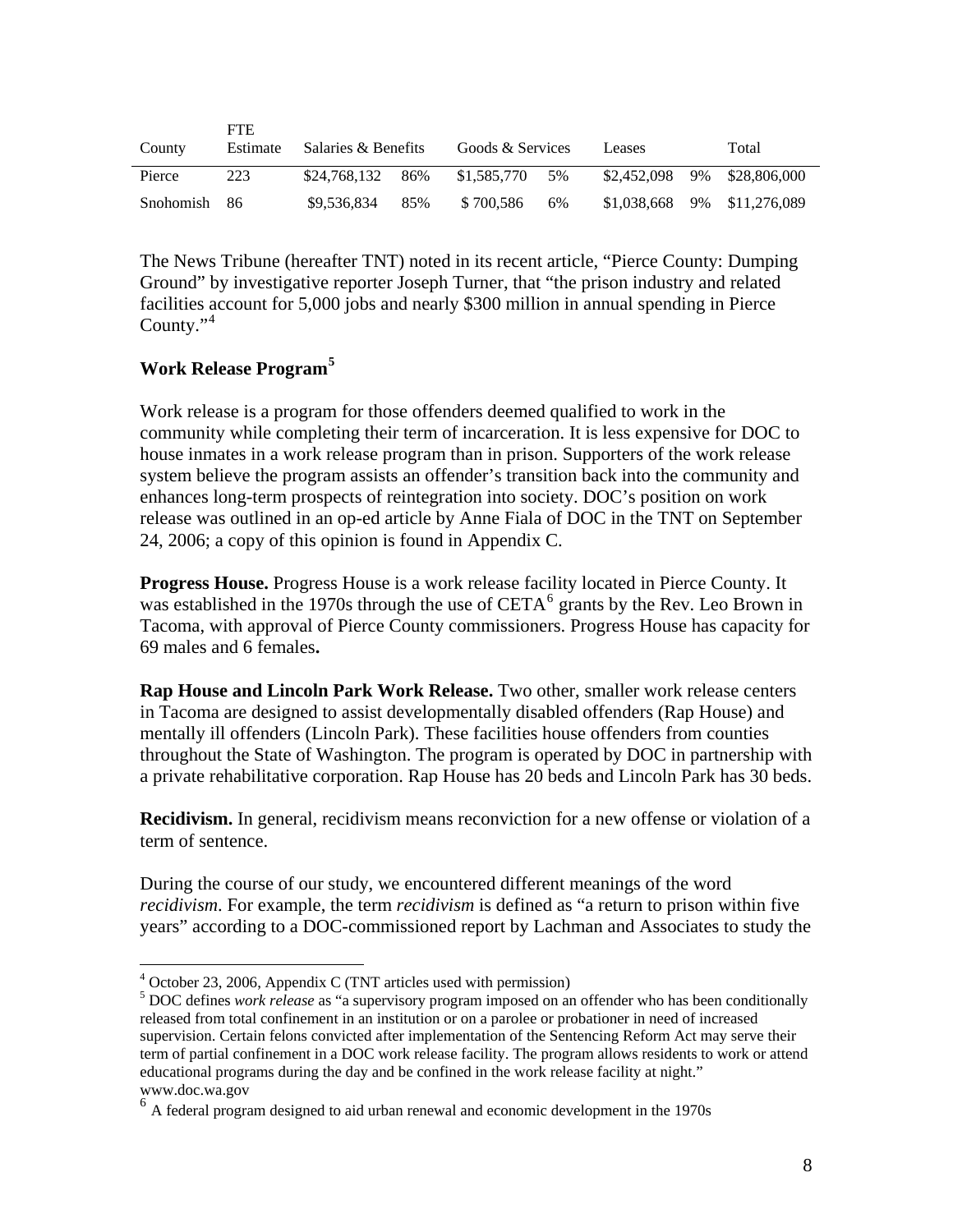| County | FTE Estimate | Salaries & Benefits | | Goods & Services | | Leases | | Total |
|---|---|---|---|---|---|---|---|---|
| Pierce | 223 | $24,768,132 | 86% | $1,585,770 | 5% | $2,452,098 | 9% | $28,806,000 |
| Snohomish | 86 | $9,536,834 | 85% | $ 700,586 | 6% | $1,038,668 | 9% | $11,276,089 |

The News Tribune (hereafter TNT) noted in its recent article, "Pierce County: Dumping Ground" by investigative reporter Joseph Turner, that "the prison industry and related facilities account for 5,000 jobs and nearly $300 million in annual spending in Pierce County."[4]

## Work Release Program[5]

Work release is a program for those offenders deemed qualified to work in the community while completing their term of incarceration. It is less expensive for DOC to house inmates in a work release program than in prison. Supporters of the work release system believe the program assists an offender's transition back into the community and enhances long-term prospects of reintegration into society. DOC's position on work release was outlined in an op-ed article by Anne Fiala of DOC in the TNT on September 24, 2006; a copy of this opinion is found in Appendix C.

**Progress House.** Progress House is a work release facility located in Pierce County. It was established in the 1970s through the use of CETA[6] grants by the Rev. Leo Brown in Tacoma, with approval of Pierce County commissioners. Progress House has capacity for 69 males and 6 females**.**

**Rap House and Lincoln Park Work Release.** Two other, smaller work release centers in Tacoma are designed to assist developmentally disabled offenders (Rap House) and mentally ill offenders (Lincoln Park). These facilities house offenders from counties throughout the State of Washington. The program is operated by DOC in partnership with a private rehabilitative corporation. Rap House has 20 beds and Lincoln Park has 30 beds.

**Recidivism.** In general, recidivism means reconviction for a new offense or violation of a term of sentence.

During the course of our study, we encountered different meanings of the word *recidivism*. For example, the term *recidivism* is defined as "a return to prison within five years" according to a DOC-commissioned report by Lachman and Associates to study the

---

[4] October 23, 2006, Appendix C (TNT articles used with permission)

[5] DOC defines *work release* as "a supervisory program imposed on an offender who has been conditionally released from total confinement in an institution or on a parolee or probationer in need of increased supervision. Certain felons convicted after implementation of the Sentencing Reform Act may serve their term of partial confinement in a DOC work release facility. The program allows residents to work or attend educational programs during the day and be confined in the work release facility at night." www.doc.wa.gov

[6] A federal program designed to aid urban renewal and economic development in the 1970s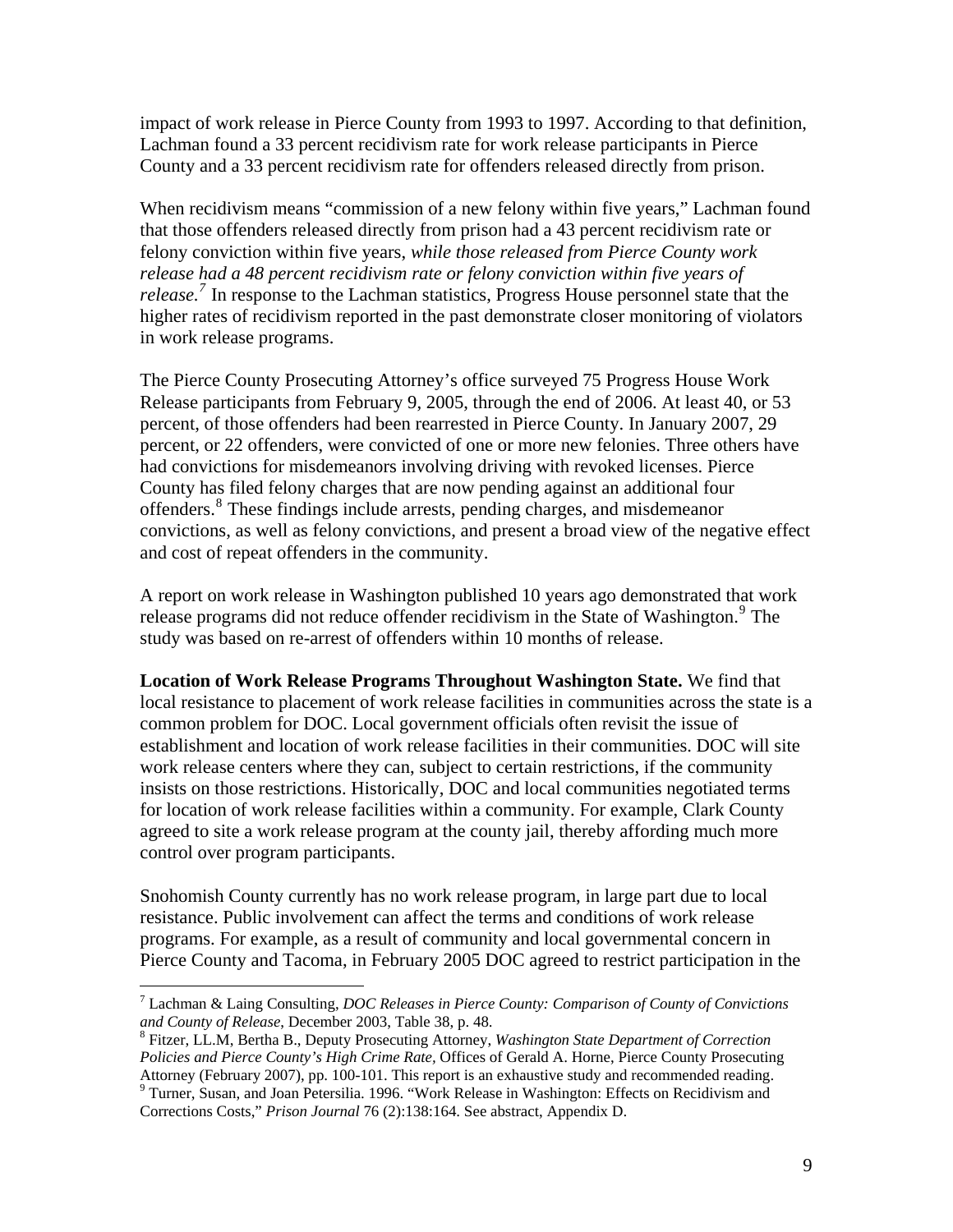impact of work release in Pierce County from 1993 to 1997. According to that definition, Lachman found a 33 percent recidivism rate for work release participants in Pierce County and a 33 percent recidivism rate for offenders released directly from prison.

When recidivism means "commission of a new felony within five years," Lachman found that those offenders released directly from prison had a 43 percent recidivism rate or felony conviction within five years, *while those released from Pierce County work release had a 48 percent recidivism rate or felony conviction within five years of release.*[7] In response to the Lachman statistics, Progress House personnel state that the higher rates of recidivism reported in the past demonstrate closer monitoring of violators in work release programs.

The Pierce County Prosecuting Attorney's office surveyed 75 Progress House Work Release participants from February 9, 2005, through the end of 2006. At least 40, or 53 percent, of those offenders had been rearrested in Pierce County. In January 2007, 29 percent, or 22 offenders, were convicted of one or more new felonies. Three others have had convictions for misdemeanors involving driving with revoked licenses. Pierce County has filed felony charges that are now pending against an additional four offenders.[8] These findings include arrests, pending charges, and misdemeanor convictions, as well as felony convictions, and present a broad view of the negative effect and cost of repeat offenders in the community.

A report on work release in Washington published 10 years ago demonstrated that work release programs did not reduce offender recidivism in the State of Washington.[9] The study was based on re-arrest of offenders within 10 months of release.

**Location of Work Release Programs Throughout Washington State.** We find that local resistance to placement of work release facilities in communities across the state is a common problem for DOC. Local government officials often revisit the issue of establishment and location of work release facilities in their communities. DOC will site work release centers where they can, subject to certain restrictions, if the community insists on those restrictions. Historically, DOC and local communities negotiated terms for location of work release facilities within a community. For example, Clark County agreed to site a work release program at the county jail, thereby affording much more control over program participants.

Snohomish County currently has no work release program, in large part due to local resistance. Public involvement can affect the terms and conditions of work release programs. For example, as a result of community and local governmental concern in Pierce County and Tacoma, in February 2005 DOC agreed to restrict participation in the

---

[7] Lachman & Laing Consulting, *DOC Releases in Pierce County: Comparison of County of Convictions and County of Release*, December 2003, Table 38, p. 48.

[8] Fitzer, LL.M, Bertha B., Deputy Prosecuting Attorney, *Washington State Department of Correction Policies and Pierce County's High Crime Rate,* Offices of Gerald A. Horne, Pierce County Prosecuting Attorney (February 2007), pp. 100-101. This report is an exhaustive study and recommended reading.

[9] Turner, Susan, and Joan Petersilia. 1996. "Work Release in Washington: Effects on Recidivism and Corrections Costs," *Prison Journal* 76 (2):138:164. See abstract, Appendix D.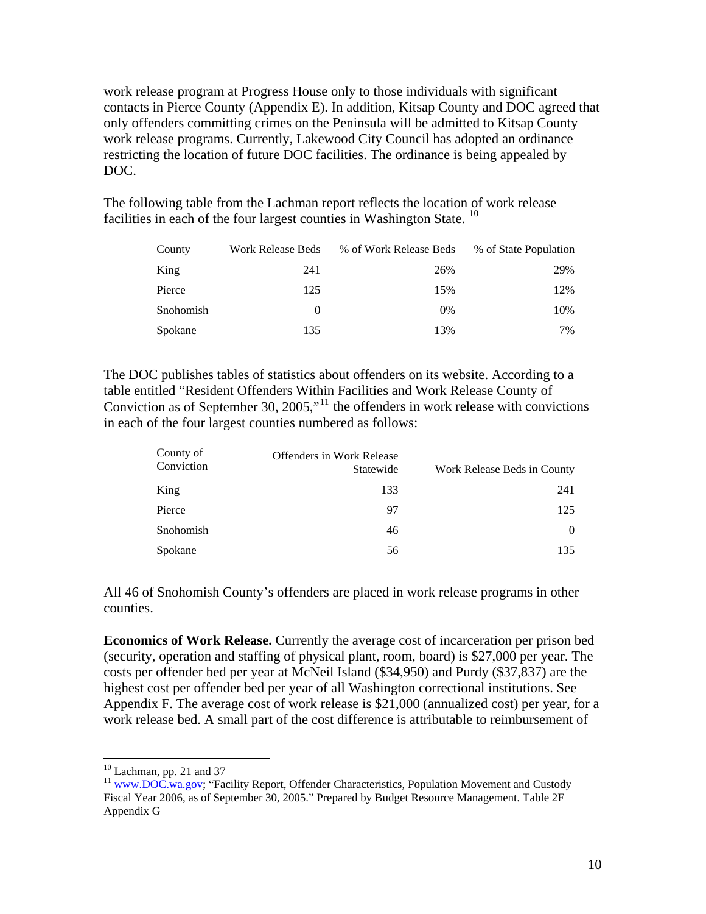work release program at Progress House only to those individuals with significant contacts in Pierce County (Appendix E). In addition, Kitsap County and DOC agreed that only offenders committing crimes on the Peninsula will be admitted to Kitsap County work release programs. Currently, Lakewood City Council has adopted an ordinance restricting the location of future DOC facilities. The ordinance is being appealed by DOC.

The following table from the Lachman report reflects the location of work release facilities in each of the four largest counties in Washington State. [10]

| County | Work Release Beds | % of Work Release Beds | % of State Population |
|---|---:|---:|---:|
| King | 241 | 26% | 29% |
| Pierce | 125 | 15% | 12% |
| Snohomish | 0 | 0% | 10% |
| Spokane | 135 | 13% | 7% |

The DOC publishes tables of statistics about offenders on its website. According to a table entitled "Resident Offenders Within Facilities and Work Release County of Conviction as of September 30, 2005,"[11] the offenders in work release with convictions in each of the four largest counties numbered as follows:

| County of Conviction | Offenders in Work Release Statewide | Work Release Beds in County |
|---|---:|---:|
| King | 133 | 241 |
| Pierce | 97 | 125 |
| Snohomish | 46 | 0 |
| Spokane | 56 | 135 |

All 46 of Snohomish County's offenders are placed in work release programs in other counties.

**Economics of Work Release.** Currently the average cost of incarceration per prison bed (security, operation and staffing of physical plant, room, board) is $27,000 per year. The costs per offender bed per year at McNeil Island ($34,950) and Purdy ($37,837) are the highest cost per offender bed per year of all Washington correctional institutions. See Appendix F. The average cost of work release is $21,000 (annualized cost) per year, for a work release bed. A small part of the cost difference is attributable to reimbursement of

---

[10] Lachman, pp. 21 and 37

[11] www.DOC.wa.gov; "Facility Report, Offender Characteristics, Population Movement and Custody Fiscal Year 2006, as of September 30, 2005." Prepared by Budget Resource Management. Table 2F Appendix G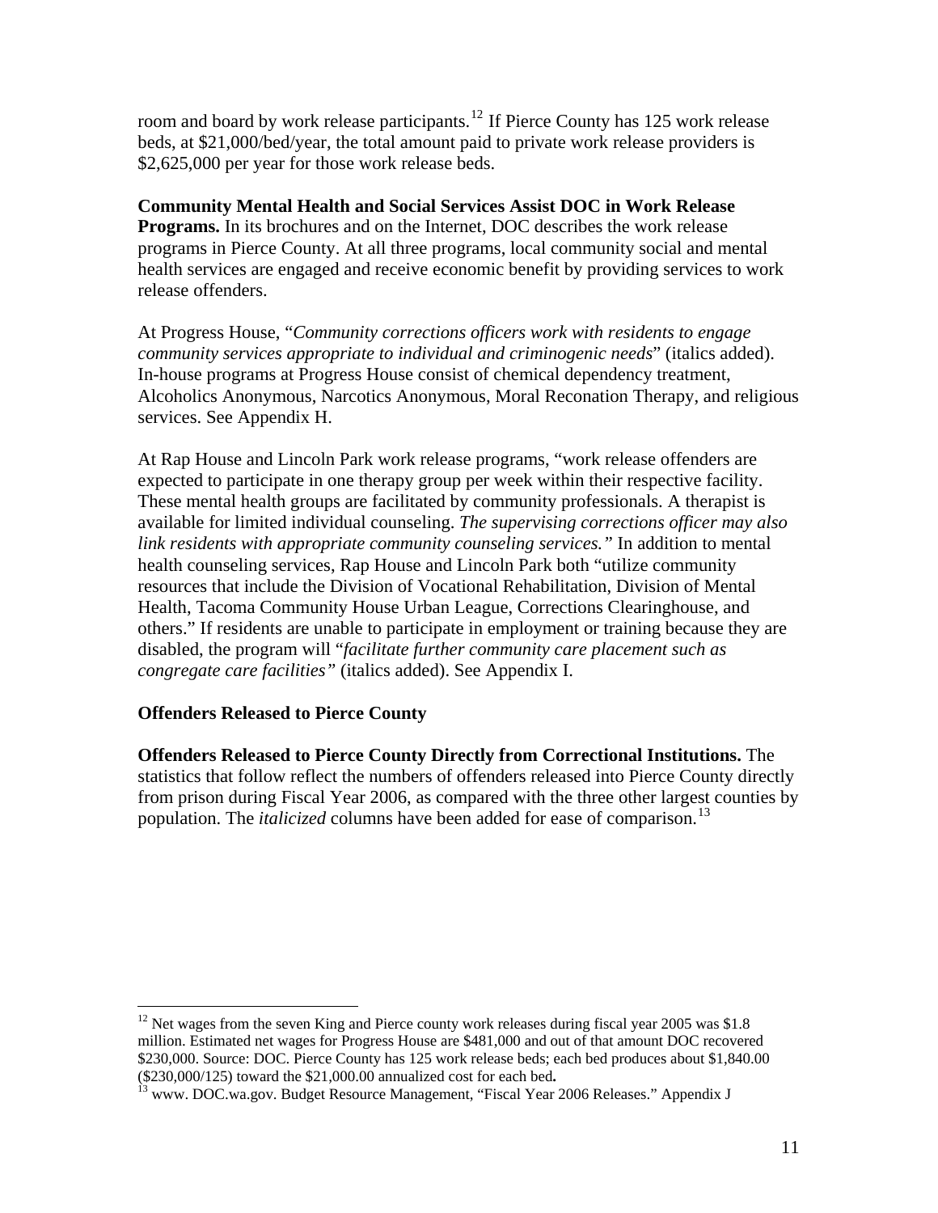room and board by work release participants.[12] If Pierce County has 125 work release beds, at $21,000/bed/year, the total amount paid to private work release providers is $2,625,000 per year for those work release beds.

**Community Mental Health and Social Services Assist DOC in Work Release Programs.** In its brochures and on the Internet, DOC describes the work release programs in Pierce County. At all three programs, local community social and mental health services are engaged and receive economic benefit by providing services to work release offenders.

At Progress House, "*Community corrections officers work with residents to engage community services appropriate to individual and criminogenic needs*" (italics added). In-house programs at Progress House consist of chemical dependency treatment, Alcoholics Anonymous, Narcotics Anonymous, Moral Reconation Therapy, and religious services. See Appendix H.

At Rap House and Lincoln Park work release programs, "work release offenders are expected to participate in one therapy group per week within their respective facility. These mental health groups are facilitated by community professionals. A therapist is available for limited individual counseling. *The supervising corrections officer may also link residents with appropriate community counseling services."* In addition to mental health counseling services, Rap House and Lincoln Park both "utilize community resources that include the Division of Vocational Rehabilitation, Division of Mental Health, Tacoma Community House Urban League, Corrections Clearinghouse, and others." If residents are unable to participate in employment or training because they are disabled, the program will "*facilitate further community care placement such as congregate care facilities"* (italics added). See Appendix I.

## Offenders Released to Pierce County

**Offenders Released to Pierce County Directly from Correctional Institutions.** The statistics that follow reflect the numbers of offenders released into Pierce County directly from prison during Fiscal Year 2006, as compared with the three other largest counties by population. The *italicized* columns have been added for ease of comparison.[13]

---

[12] Net wages from the seven King and Pierce county work releases during fiscal year 2005 was $1.8 million. Estimated net wages for Progress House are $481,000 and out of that amount DOC recovered $230,000. Source: DOC. Pierce County has 125 work release beds; each bed produces about $1,840.00 ($230,000/125) toward the $21,000.00 annualized cost for each bed**.**

[13] www. DOC.wa.gov. Budget Resource Management, "Fiscal Year 2006 Releases." Appendix J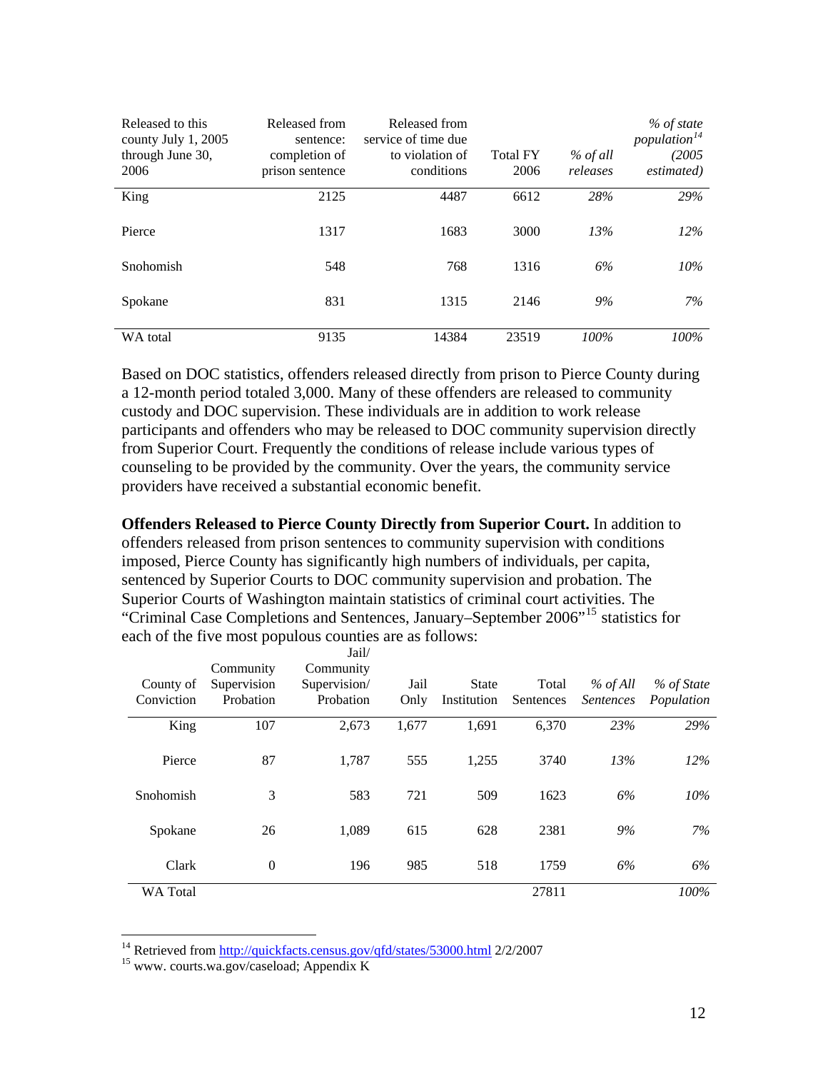| Released to this county July 1, 2005 through June 30, 2006 | Released from sentence: completion of prison sentence | Released from service of time due to violation of conditions | Total FY 2006 | *% of all releases* | *% of state population*[14] *(2005 estimated)* |
|---|---|---|---|---|---|
| King | 2125 | 4487 | 6612 | *28%* | *29%* |
| Pierce | 1317 | 1683 | 3000 | *13%* | *12%* |
| Snohomish | 548 | 768 | 1316 | *6%* | *10%* |
| Spokane | 831 | 1315 | 2146 | *9%* | *7%* |
| WA total | 9135 | 14384 | 23519 | *100%* | *100%* |

Based on DOC statistics, offenders released directly from prison to Pierce County during a 12-month period totaled 3,000. Many of these offenders are released to community custody and DOC supervision. These individuals are in addition to work release participants and offenders who may be released to DOC community supervision directly from Superior Court. Frequently the conditions of release include various types of counseling to be provided by the community. Over the years, the community service providers have received a substantial economic benefit.

**Offenders Released to Pierce County Directly from Superior Court.** In addition to offenders released from prison sentences to community supervision with conditions imposed, Pierce County has significantly high numbers of individuals, per capita, sentenced by Superior Courts to DOC community supervision and probation. The Superior Courts of Washington maintain statistics of criminal court activities. The "Criminal Case Completions and Sentences, January–September 2006"[15] statistics for each of the five most populous counties are as follows:

| County of Conviction | Community Supervision Probation | Jail/ Community Supervision/ Probation | Jail Only | State Institution | Total Sentences | *% of All Sentences* | *% of State Population* |
|---|---|---|---|---|---|---|---|
| King | 107 | 2,673 | 1,677 | 1,691 | 6,370 | *23%* | *29%* |
| Pierce | 87 | 1,787 | 555 | 1,255 | 3740 | *13%* | *12%* |
| Snohomish | 3 | 583 | 721 | 509 | 1623 | *6%* | *10%* |
| Spokane | 26 | 1,089 | 615 | 628 | 2381 | *9%* | *7%* |
| Clark | 0 | 196 | 985 | 518 | 1759 | *6%* | *6%* |
| WA Total | | | | | 27811 | | *100%* |

[14] Retrieved from http://quickfacts.census.gov/qfd/states/53000.html 2/2/2007

[15] www. courts.wa.gov/caseload; Appendix K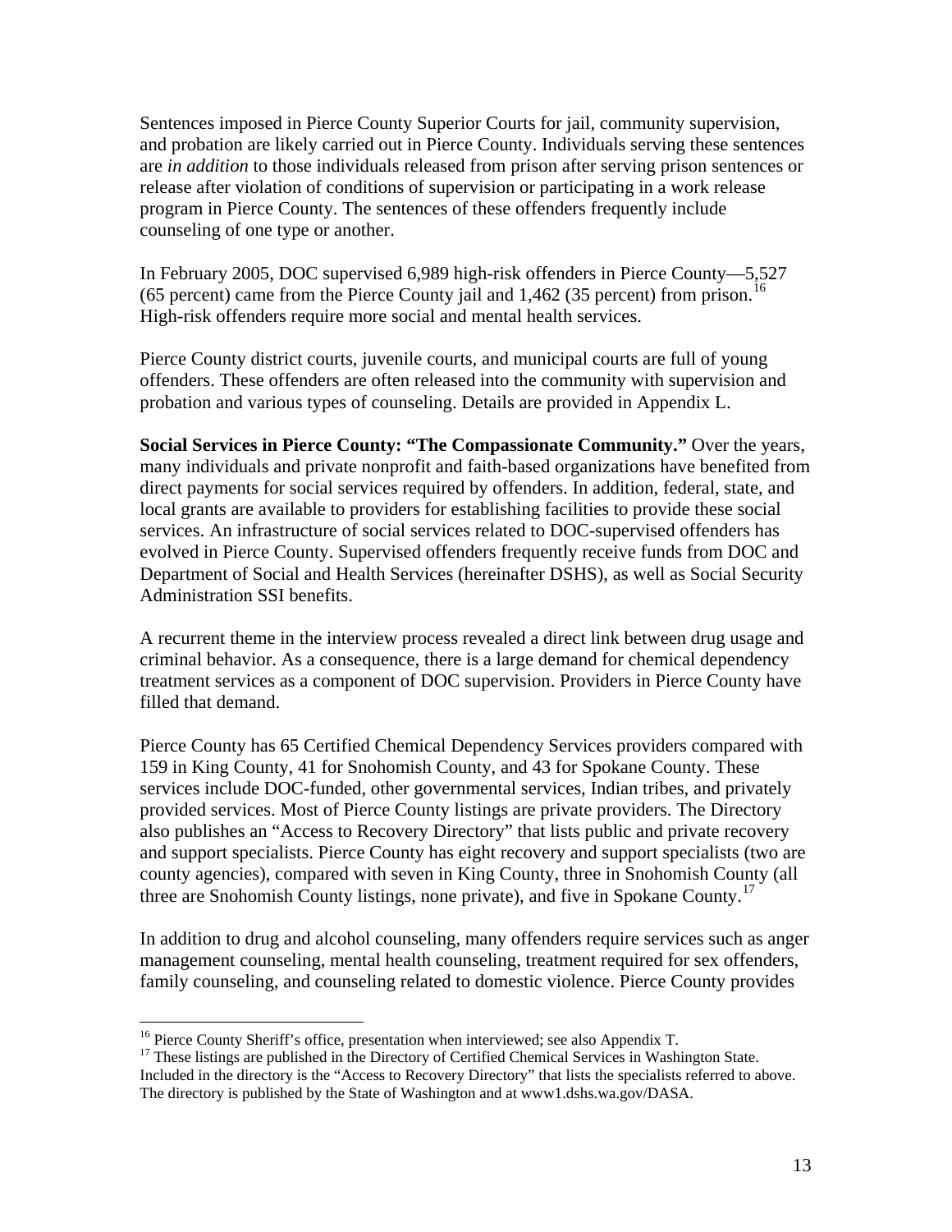Sentences imposed in Pierce County Superior Courts for jail, community supervision, and probation are likely carried out in Pierce County. Individuals serving these sentences are *in addition* to those individuals released from prison after serving prison sentences or release after violation of conditions of supervision or participating in a work release program in Pierce County. The sentences of these offenders frequently include counseling of one type or another.

In February 2005, DOC supervised 6,989 high-risk offenders in Pierce County—5,527 (65 percent) came from the Pierce County jail and 1,462 (35 percent) from prison.[16] High-risk offenders require more social and mental health services.

Pierce County district courts, juvenile courts, and municipal courts are full of young offenders. These offenders are often released into the community with supervision and probation and various types of counseling. Details are provided in Appendix L.

**Social Services in Pierce County: "The Compassionate Community."** Over the years, many individuals and private nonprofit and faith-based organizations have benefited from direct payments for social services required by offenders. In addition, federal, state, and local grants are available to providers for establishing facilities to provide these social services. An infrastructure of social services related to DOC-supervised offenders has evolved in Pierce County. Supervised offenders frequently receive funds from DOC and Department of Social and Health Services (hereinafter DSHS), as well as Social Security Administration SSI benefits.

A recurrent theme in the interview process revealed a direct link between drug usage and criminal behavior. As a consequence, there is a large demand for chemical dependency treatment services as a component of DOC supervision. Providers in Pierce County have filled that demand.

Pierce County has 65 Certified Chemical Dependency Services providers compared with 159 in King County, 41 for Snohomish County, and 43 for Spokane County. These services include DOC-funded, other governmental services, Indian tribes, and privately provided services. Most of Pierce County listings are private providers. The Directory also publishes an "Access to Recovery Directory" that lists public and private recovery and support specialists. Pierce County has eight recovery and support specialists (two are county agencies), compared with seven in King County, three in Snohomish County (all three are Snohomish County listings, none private), and five in Spokane County.[17]

In addition to drug and alcohol counseling, many offenders require services such as anger management counseling, mental health counseling, treatment required for sex offenders, family counseling, and counseling related to domestic violence. Pierce County provides

---

[16] Pierce County Sheriff's office, presentation when interviewed; see also Appendix T.

[17] These listings are published in the Directory of Certified Chemical Services in Washington State. Included in the directory is the "Access to Recovery Directory" that lists the specialists referred to above. The directory is published by the State of Washington and at www1.dshs.wa.gov/DASA.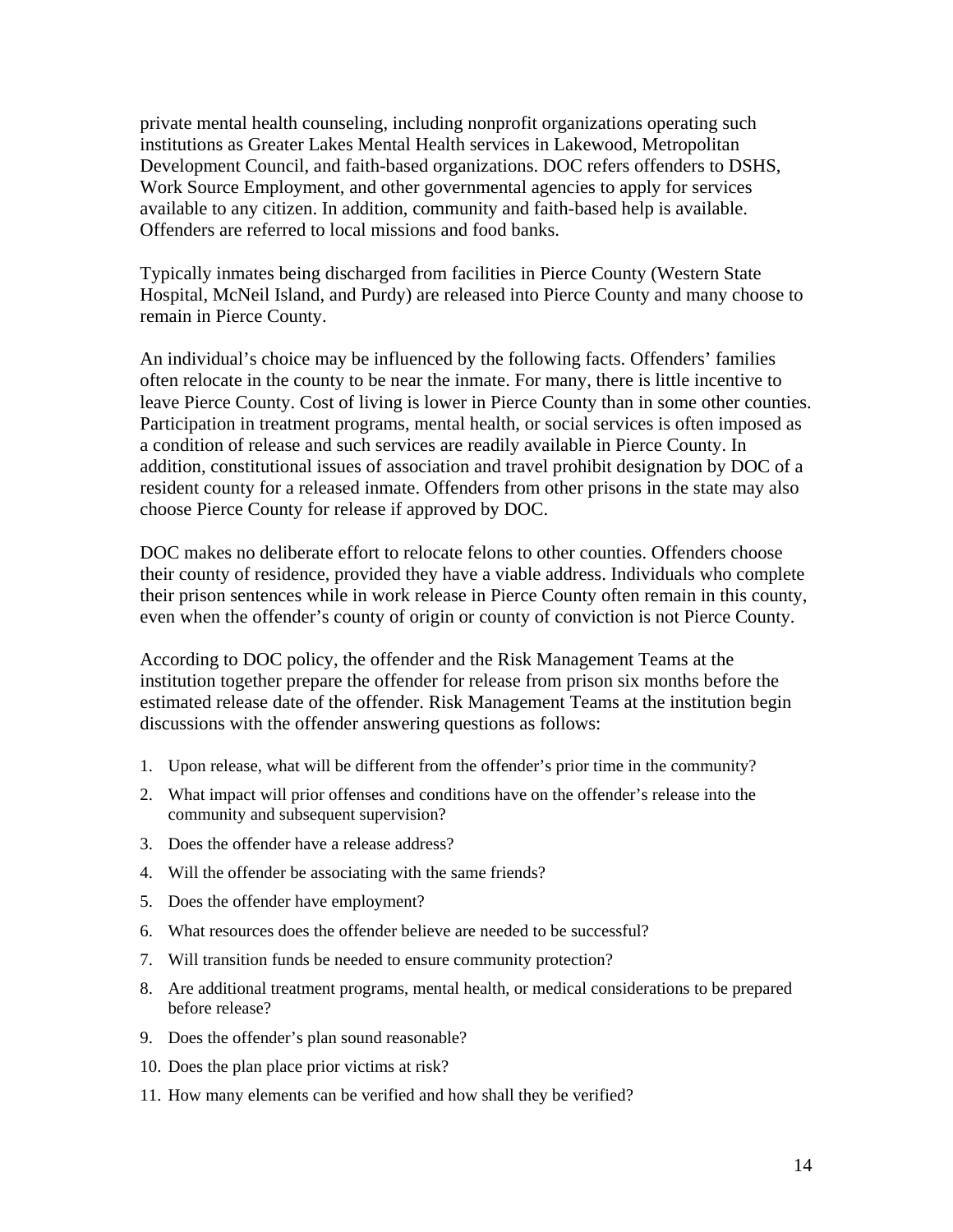private mental health counseling, including nonprofit organizations operating such institutions as Greater Lakes Mental Health services in Lakewood, Metropolitan Development Council, and faith-based organizations. DOC refers offenders to DSHS, Work Source Employment, and other governmental agencies to apply for services available to any citizen. In addition, community and faith-based help is available. Offenders are referred to local missions and food banks.

Typically inmates being discharged from facilities in Pierce County (Western State Hospital, McNeil Island, and Purdy) are released into Pierce County and many choose to remain in Pierce County.

An individual's choice may be influenced by the following facts. Offenders' families often relocate in the county to be near the inmate. For many, there is little incentive to leave Pierce County. Cost of living is lower in Pierce County than in some other counties. Participation in treatment programs, mental health, or social services is often imposed as a condition of release and such services are readily available in Pierce County. In addition, constitutional issues of association and travel prohibit designation by DOC of a resident county for a released inmate. Offenders from other prisons in the state may also choose Pierce County for release if approved by DOC.

DOC makes no deliberate effort to relocate felons to other counties. Offenders choose their county of residence, provided they have a viable address. Individuals who complete their prison sentences while in work release in Pierce County often remain in this county, even when the offender's county of origin or county of conviction is not Pierce County.

According to DOC policy, the offender and the Risk Management Teams at the institution together prepare the offender for release from prison six months before the estimated release date of the offender. Risk Management Teams at the institution begin discussions with the offender answering questions as follows:

1. Upon release, what will be different from the offender's prior time in the community?
2. What impact will prior offenses and conditions have on the offender's release into the community and subsequent supervision?
3. Does the offender have a release address?
4. Will the offender be associating with the same friends?
5. Does the offender have employment?
6. What resources does the offender believe are needed to be successful?
7. Will transition funds be needed to ensure community protection?
8. Are additional treatment programs, mental health, or medical considerations to be prepared before release?
9. Does the offender's plan sound reasonable?
10. Does the plan place prior victims at risk?
11. How many elements can be verified and how shall they be verified?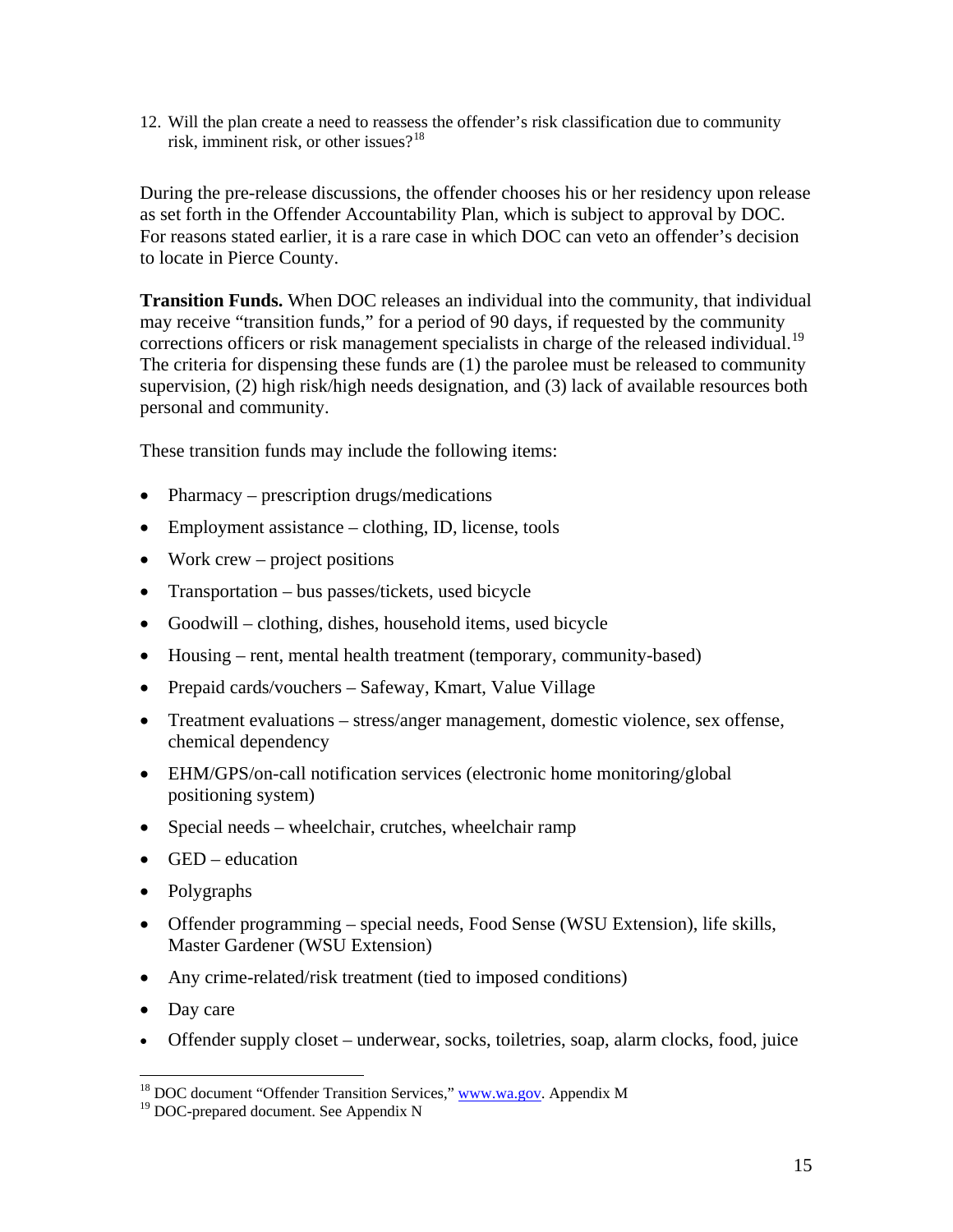12. Will the plan create a need to reassess the offender's risk classification due to community risk, imminent risk, or other issues?[18]

During the pre-release discussions, the offender chooses his or her residency upon release as set forth in the Offender Accountability Plan, which is subject to approval by DOC. For reasons stated earlier, it is a rare case in which DOC can veto an offender's decision to locate in Pierce County.

**Transition Funds.** When DOC releases an individual into the community, that individual may receive "transition funds," for a period of 90 days, if requested by the community corrections officers or risk management specialists in charge of the released individual.[19] The criteria for dispensing these funds are (1) the parolee must be released to community supervision, (2) high risk/high needs designation, and (3) lack of available resources both personal and community.

These transition funds may include the following items:

- Pharmacy – prescription drugs/medications
- Employment assistance – clothing, ID, license, tools
- Work crew – project positions
- Transportation – bus passes/tickets, used bicycle
- Goodwill – clothing, dishes, household items, used bicycle
- Housing – rent, mental health treatment (temporary, community-based)
- Prepaid cards/vouchers – Safeway, Kmart, Value Village
- Treatment evaluations – stress/anger management, domestic violence, sex offense, chemical dependency
- EHM/GPS/on-call notification services (electronic home monitoring/global positioning system)
- Special needs – wheelchair, crutches, wheelchair ramp
- GED – education
- Polygraphs
- Offender programming – special needs, Food Sense (WSU Extension), life skills, Master Gardener (WSU Extension)
- Any crime-related/risk treatment (tied to imposed conditions)
- Day care
- Offender supply closet – underwear, socks, toiletries, soap, alarm clocks, food, juice

[18] DOC document "Offender Transition Services," www.wa.gov. Appendix M

[19] DOC-prepared document. See Appendix N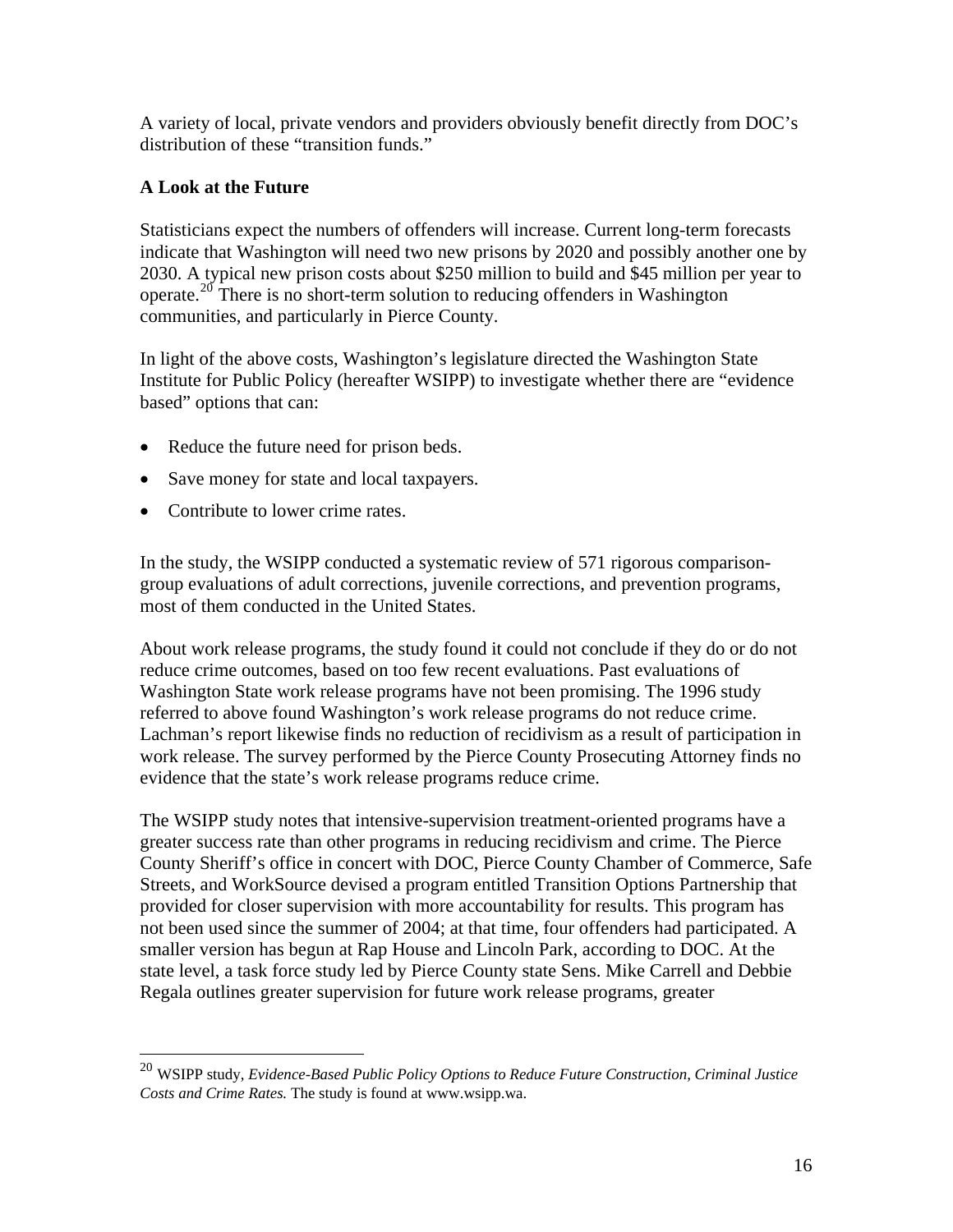A variety of local, private vendors and providers obviously benefit directly from DOC's distribution of these "transition funds."

**A Look at the Future**

Statisticians expect the numbers of offenders will increase. Current long-term forecasts indicate that Washington will need two new prisons by 2020 and possibly another one by 2030. A typical new prison costs about $250 million to build and $45 million per year to operate.[20] There is no short-term solution to reducing offenders in Washington communities, and particularly in Pierce County.

In light of the above costs, Washington's legislature directed the Washington State Institute for Public Policy (hereafter WSIPP) to investigate whether there are "evidence based" options that can:

- Reduce the future need for prison beds.
- Save money for state and local taxpayers.
- Contribute to lower crime rates.

In the study, the WSIPP conducted a systematic review of 571 rigorous comparison-group evaluations of adult corrections, juvenile corrections, and prevention programs, most of them conducted in the United States.

About work release programs, the study found it could not conclude if they do or do not reduce crime outcomes, based on too few recent evaluations. Past evaluations of Washington State work release programs have not been promising. The 1996 study referred to above found Washington's work release programs do not reduce crime. Lachman's report likewise finds no reduction of recidivism as a result of participation in work release. The survey performed by the Pierce County Prosecuting Attorney finds no evidence that the state's work release programs reduce crime.

The WSIPP study notes that intensive-supervision treatment-oriented programs have a greater success rate than other programs in reducing recidivism and crime. The Pierce County Sheriff's office in concert with DOC, Pierce County Chamber of Commerce, Safe Streets, and WorkSource devised a program entitled Transition Options Partnership that provided for closer supervision with more accountability for results. This program has not been used since the summer of 2004; at that time, four offenders had participated. A smaller version has begun at Rap House and Lincoln Park, according to DOC. At the state level, a task force study led by Pierce County state Sens. Mike Carrell and Debbie Regala outlines greater supervision for future work release programs, greater

[20] WSIPP study, *Evidence-Based Public Policy Options to Reduce Future Construction, Criminal Justice Costs and Crime Rates.* The study is found at www.wsipp.wa.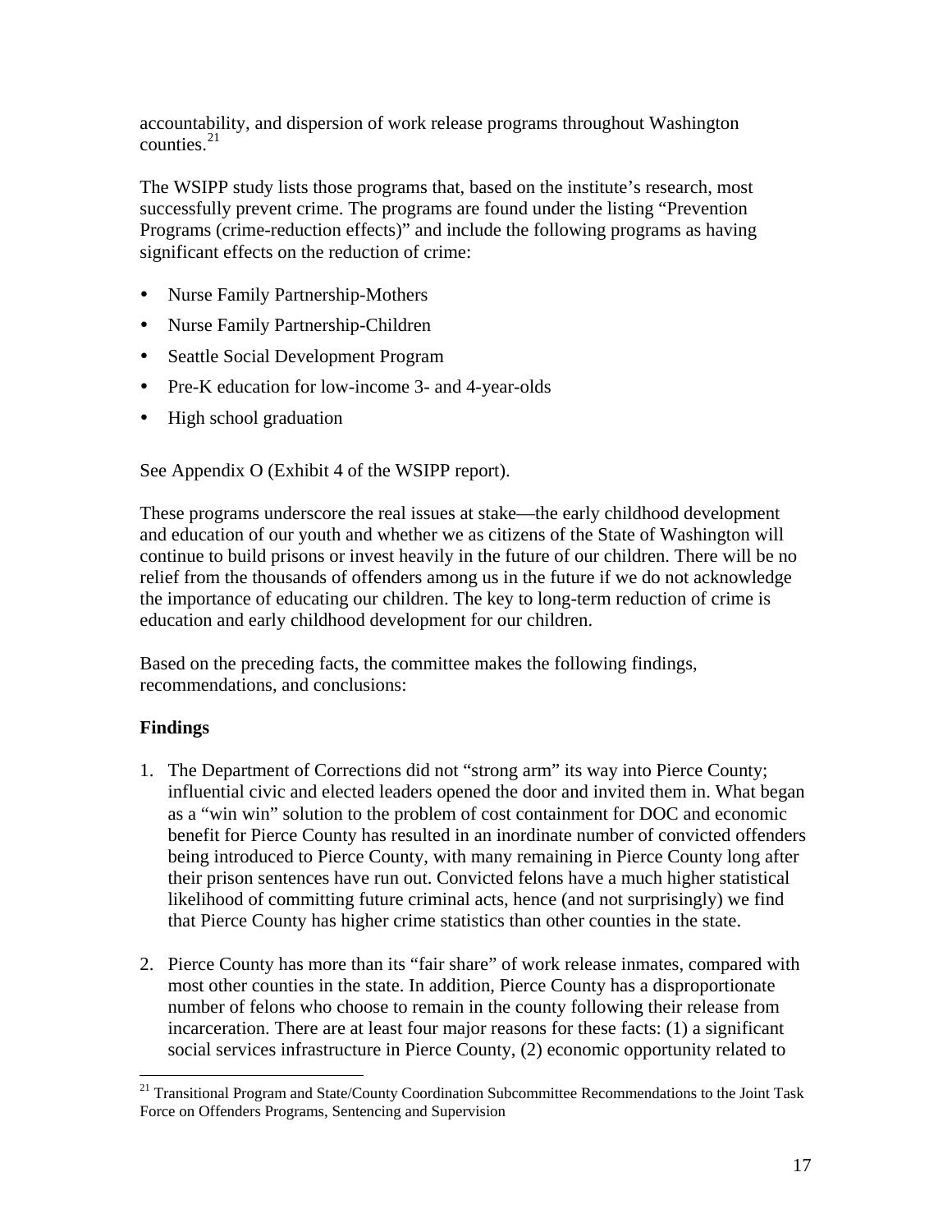accountability, and dispersion of work release programs throughout Washington counties.[21]

The WSIPP study lists those programs that, based on the institute's research, most successfully prevent crime. The programs are found under the listing "Prevention Programs (crime-reduction effects)" and include the following programs as having significant effects on the reduction of crime:

- Nurse Family Partnership-Mothers
- Nurse Family Partnership-Children
- Seattle Social Development Program
- Pre-K education for low-income 3- and 4-year-olds
- High school graduation

See Appendix O (Exhibit 4 of the WSIPP report).

These programs underscore the real issues at stake—the early childhood development and education of our youth and whether we as citizens of the State of Washington will continue to build prisons or invest heavily in the future of our children. There will be no relief from the thousands of offenders among us in the future if we do not acknowledge the importance of educating our children. The key to long-term reduction of crime is education and early childhood development for our children.

Based on the preceding facts, the committee makes the following findings, recommendations, and conclusions:

**Findings**

1. The Department of Corrections did not "strong arm" its way into Pierce County; influential civic and elected leaders opened the door and invited them in. What began as a "win win" solution to the problem of cost containment for DOC and economic benefit for Pierce County has resulted in an inordinate number of convicted offenders being introduced to Pierce County, with many remaining in Pierce County long after their prison sentences have run out. Convicted felons have a much higher statistical likelihood of committing future criminal acts, hence (and not surprisingly) we find that Pierce County has higher crime statistics than other counties in the state.

2. Pierce County has more than its "fair share" of work release inmates, compared with most other counties in the state. In addition, Pierce County has a disproportionate number of felons who choose to remain in the county following their release from incarceration. There are at least four major reasons for these facts: (1) a significant social services infrastructure in Pierce County, (2) economic opportunity related to

[21] Transitional Program and State/County Coordination Subcommittee Recommendations to the Joint Task Force on Offenders Programs, Sentencing and Supervision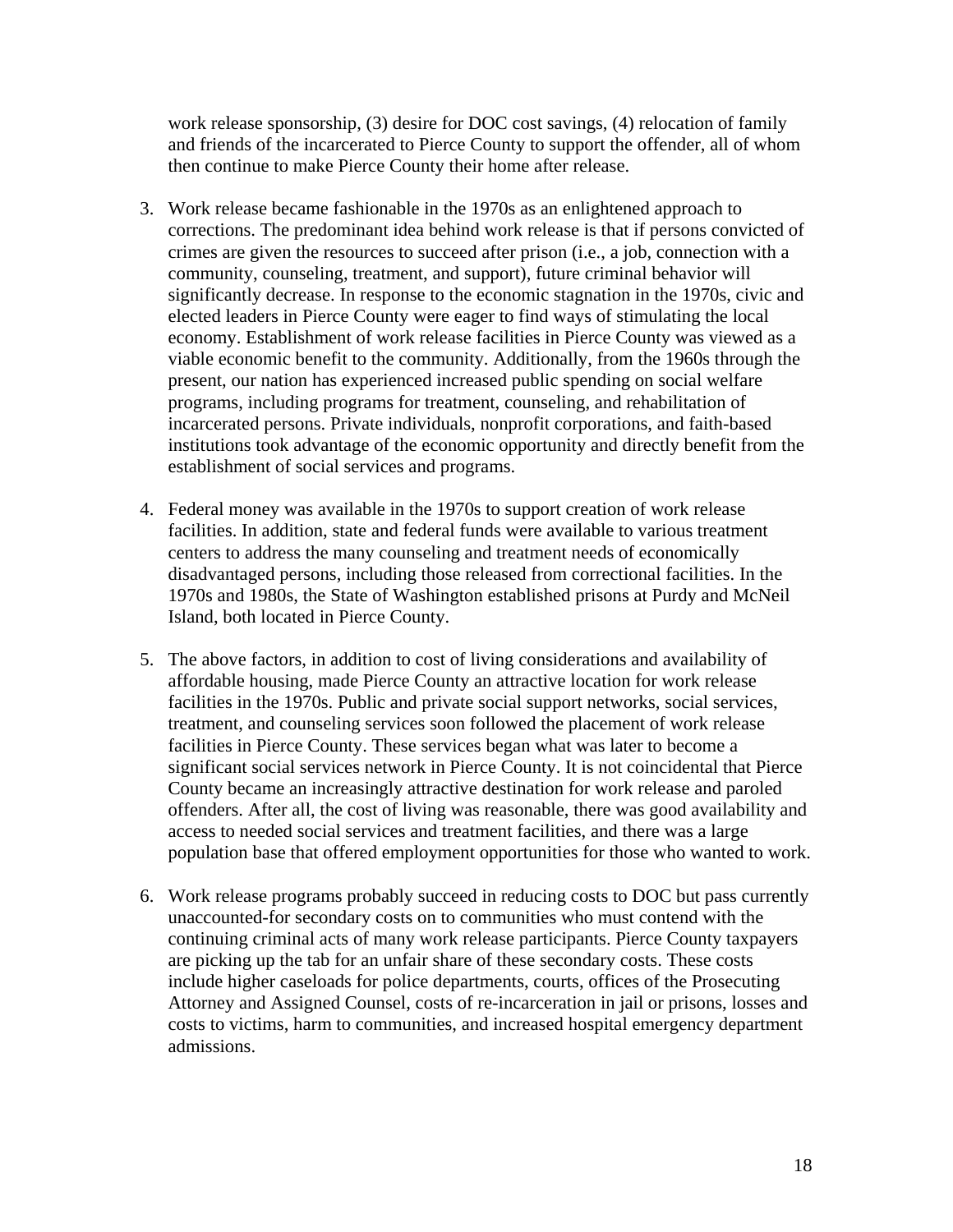work release sponsorship, (3) desire for DOC cost savings, (4) relocation of family and friends of the incarcerated to Pierce County to support the offender, all of whom then continue to make Pierce County their home after release.

3. Work release became fashionable in the 1970s as an enlightened approach to corrections. The predominant idea behind work release is that if persons convicted of crimes are given the resources to succeed after prison (i.e., a job, connection with a community, counseling, treatment, and support), future criminal behavior will significantly decrease. In response to the economic stagnation in the 1970s, civic and elected leaders in Pierce County were eager to find ways of stimulating the local economy. Establishment of work release facilities in Pierce County was viewed as a viable economic benefit to the community. Additionally, from the 1960s through the present, our nation has experienced increased public spending on social welfare programs, including programs for treatment, counseling, and rehabilitation of incarcerated persons. Private individuals, nonprofit corporations, and faith-based institutions took advantage of the economic opportunity and directly benefit from the establishment of social services and programs.

4. Federal money was available in the 1970s to support creation of work release facilities. In addition, state and federal funds were available to various treatment centers to address the many counseling and treatment needs of economically disadvantaged persons, including those released from correctional facilities. In the 1970s and 1980s, the State of Washington established prisons at Purdy and McNeil Island, both located in Pierce County.

5. The above factors, in addition to cost of living considerations and availability of affordable housing, made Pierce County an attractive location for work release facilities in the 1970s. Public and private social support networks, social services, treatment, and counseling services soon followed the placement of work release facilities in Pierce County. These services began what was later to become a significant social services network in Pierce County. It is not coincidental that Pierce County became an increasingly attractive destination for work release and paroled offenders. After all, the cost of living was reasonable, there was good availability and access to needed social services and treatment facilities, and there was a large population base that offered employment opportunities for those who wanted to work.

6. Work release programs probably succeed in reducing costs to DOC but pass currently unaccounted-for secondary costs on to communities who must contend with the continuing criminal acts of many work release participants. Pierce County taxpayers are picking up the tab for an unfair share of these secondary costs. These costs include higher caseloads for police departments, courts, offices of the Prosecuting Attorney and Assigned Counsel, costs of re-incarceration in jail or prisons, losses and costs to victims, harm to communities, and increased hospital emergency department admissions.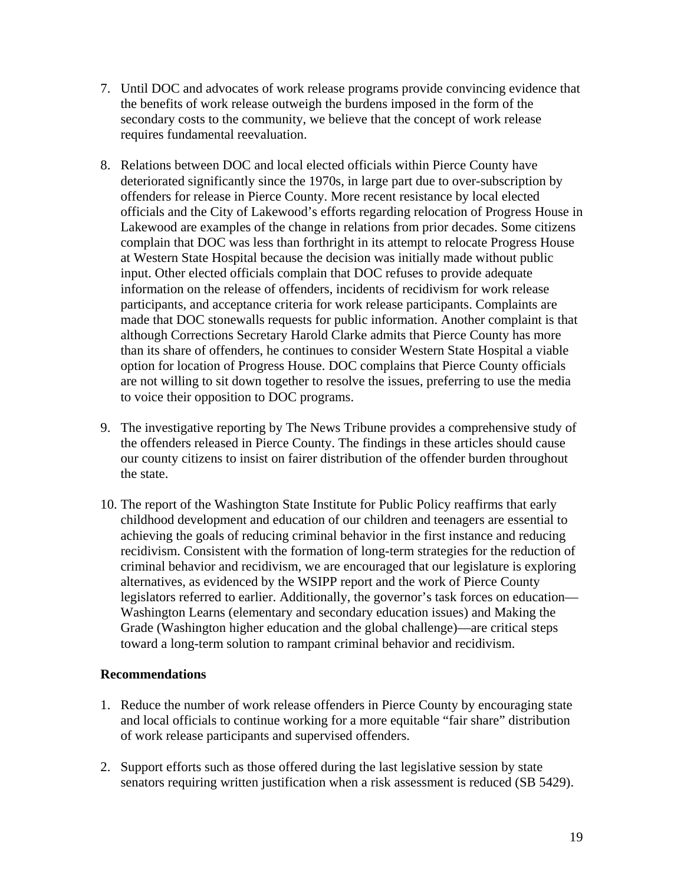7. Until DOC and advocates of work release programs provide convincing evidence that the benefits of work release outweigh the burdens imposed in the form of the secondary costs to the community, we believe that the concept of work release requires fundamental reevaluation.

8. Relations between DOC and local elected officials within Pierce County have deteriorated significantly since the 1970s, in large part due to over-subscription by offenders for release in Pierce County. More recent resistance by local elected officials and the City of Lakewood's efforts regarding relocation of Progress House in Lakewood are examples of the change in relations from prior decades. Some citizens complain that DOC was less than forthright in its attempt to relocate Progress House at Western State Hospital because the decision was initially made without public input. Other elected officials complain that DOC refuses to provide adequate information on the release of offenders, incidents of recidivism for work release participants, and acceptance criteria for work release participants. Complaints are made that DOC stonewalls requests for public information. Another complaint is that although Corrections Secretary Harold Clarke admits that Pierce County has more than its share of offenders, he continues to consider Western State Hospital a viable option for location of Progress House. DOC complains that Pierce County officials are not willing to sit down together to resolve the issues, preferring to use the media to voice their opposition to DOC programs.

9. The investigative reporting by The News Tribune provides a comprehensive study of the offenders released in Pierce County. The findings in these articles should cause our county citizens to insist on fairer distribution of the offender burden throughout the state.

10. The report of the Washington State Institute for Public Policy reaffirms that early childhood development and education of our children and teenagers are essential to achieving the goals of reducing criminal behavior in the first instance and reducing recidivism. Consistent with the formation of long-term strategies for the reduction of criminal behavior and recidivism, we are encouraged that our legislature is exploring alternatives, as evidenced by the WSIPP report and the work of Pierce County legislators referred to earlier. Additionally, the governor's task forces on education—Washington Learns (elementary and secondary education issues) and Making the Grade (Washington higher education and the global challenge)—are critical steps toward a long-term solution to rampant criminal behavior and recidivism.

### Recommendations

1. Reduce the number of work release offenders in Pierce County by encouraging state and local officials to continue working for a more equitable "fair share" distribution of work release participants and supervised offenders.

2. Support efforts such as those offered during the last legislative session by state senators requiring written justification when a risk assessment is reduced (SB 5429).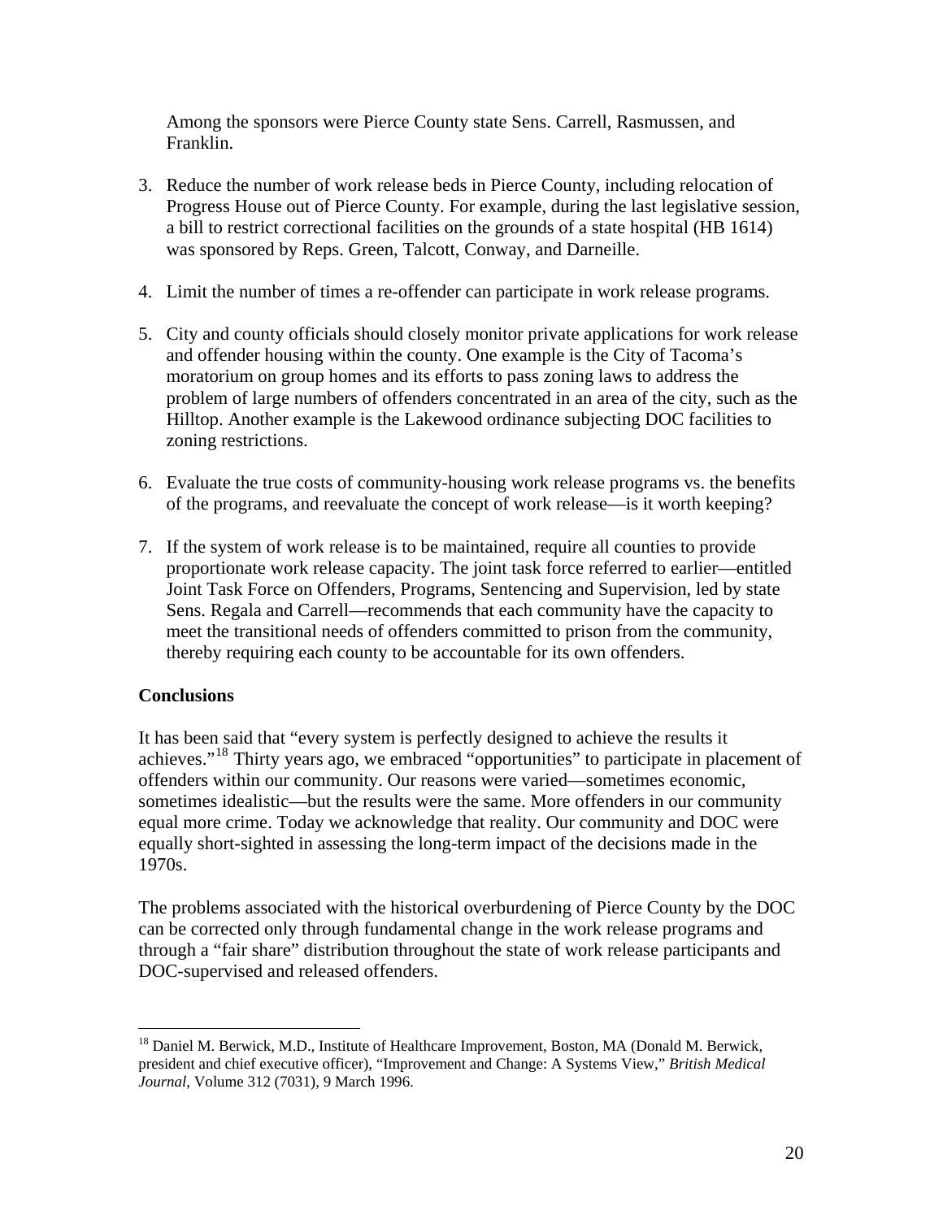Among the sponsors were Pierce County state Sens. Carrell, Rasmussen, and Franklin.

3. Reduce the number of work release beds in Pierce County, including relocation of Progress House out of Pierce County. For example, during the last legislative session, a bill to restrict correctional facilities on the grounds of a state hospital (HB 1614) was sponsored by Reps. Green, Talcott, Conway, and Darneille.

4. Limit the number of times a re-offender can participate in work release programs.

5. City and county officials should closely monitor private applications for work release and offender housing within the county. One example is the City of Tacoma's moratorium on group homes and its efforts to pass zoning laws to address the problem of large numbers of offenders concentrated in an area of the city, such as the Hilltop. Another example is the Lakewood ordinance subjecting DOC facilities to zoning restrictions.

6. Evaluate the true costs of community-housing work release programs vs. the benefits of the programs, and reevaluate the concept of work release—is it worth keeping?

7. If the system of work release is to be maintained, require all counties to provide proportionate work release capacity. The joint task force referred to earlier—entitled Joint Task Force on Offenders, Programs, Sentencing and Supervision, led by state Sens. Regala and Carrell—recommends that each community have the capacity to meet the transitional needs of offenders committed to prison from the community, thereby requiring each county to be accountable for its own offenders.

**Conclusions**

It has been said that "every system is perfectly designed to achieve the results it achieves."[18] Thirty years ago, we embraced "opportunities" to participate in placement of offenders within our community. Our reasons were varied—sometimes economic, sometimes idealistic—but the results were the same. More offenders in our community equal more crime. Today we acknowledge that reality. Our community and DOC were equally short-sighted in assessing the long-term impact of the decisions made in the 1970s.

The problems associated with the historical overburdening of Pierce County by the DOC can be corrected only through fundamental change in the work release programs and through a "fair share" distribution throughout the state of work release participants and DOC-supervised and released offenders.

[18] Daniel M. Berwick, M.D., Institute of Healthcare Improvement, Boston, MA (Donald M. Berwick, president and chief executive officer), "Improvement and Change: A Systems View," *British Medical Journal*, Volume 312 (7031), 9 March 1996.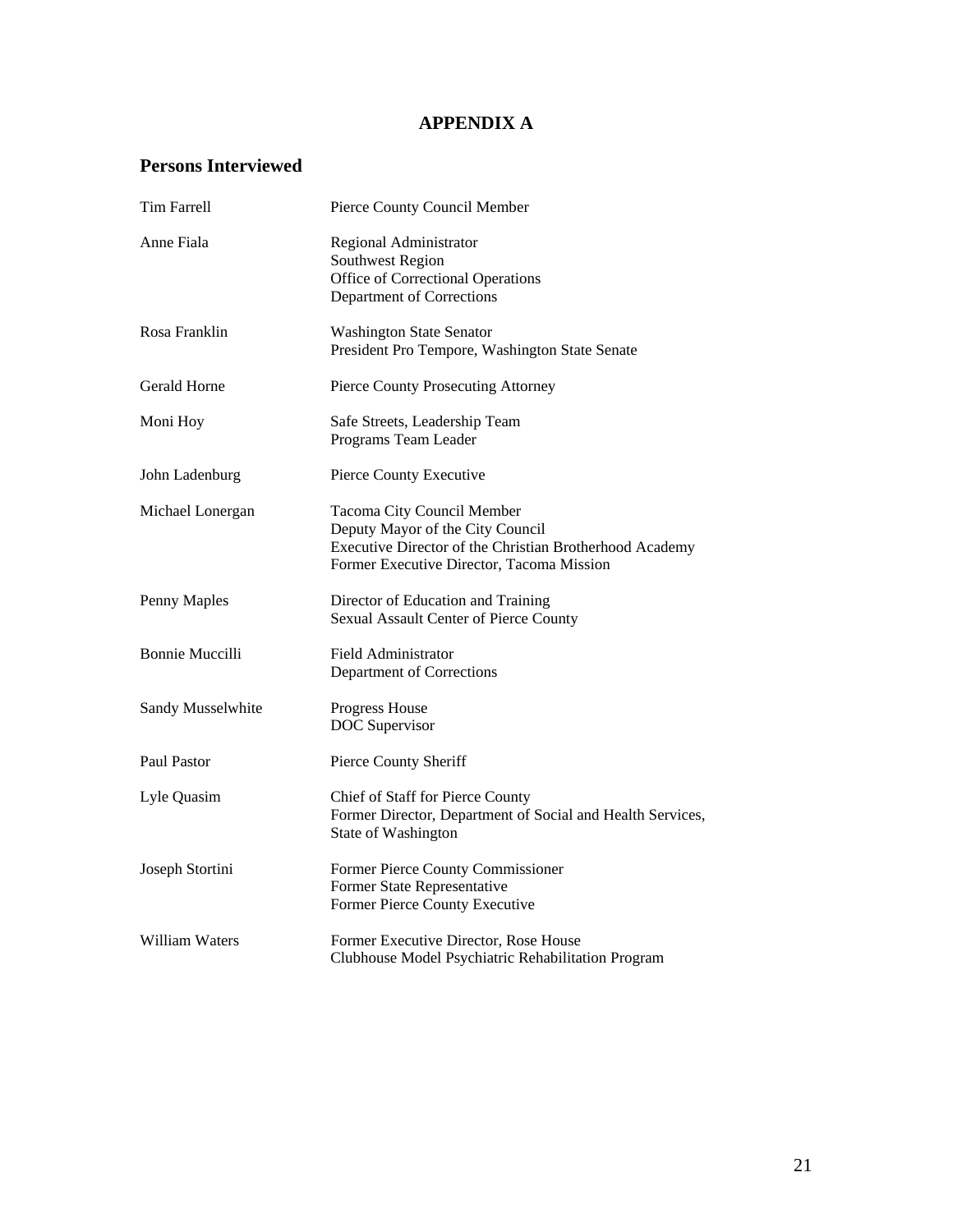# APPENDIX A

## Persons Interviewed

| | |
|---|---|
| Tim Farrell | Pierce County Council Member |
| Anne Fiala | Regional Administrator<br>Southwest Region<br>Office of Correctional Operations<br>Department of Corrections |
| Rosa Franklin | Washington State Senator<br>President Pro Tempore, Washington State Senate |
| Gerald Horne | Pierce County Prosecuting Attorney |
| Moni Hoy | Safe Streets, Leadership Team<br>Programs Team Leader |
| John Ladenburg | Pierce County Executive |
| Michael Lonergan | Tacoma City Council Member<br>Deputy Mayor of the City Council<br>Executive Director of the Christian Brotherhood Academy<br>Former Executive Director, Tacoma Mission |
| Penny Maples | Director of Education and Training<br>Sexual Assault Center of Pierce County |
| Bonnie Muccilli | Field Administrator<br>Department of Corrections |
| Sandy Musselwhite | Progress House<br>DOC Supervisor |
| Paul Pastor | Pierce County Sheriff |
| Lyle Quasim | Chief of Staff for Pierce County<br>Former Director, Department of Social and Health Services, State of Washington |
| Joseph Stortini | Former Pierce County Commissioner<br>Former State Representative<br>Former Pierce County Executive |
| William Waters | Former Executive Director, Rose House<br>Clubhouse Model Psychiatric Rehabilitation Program |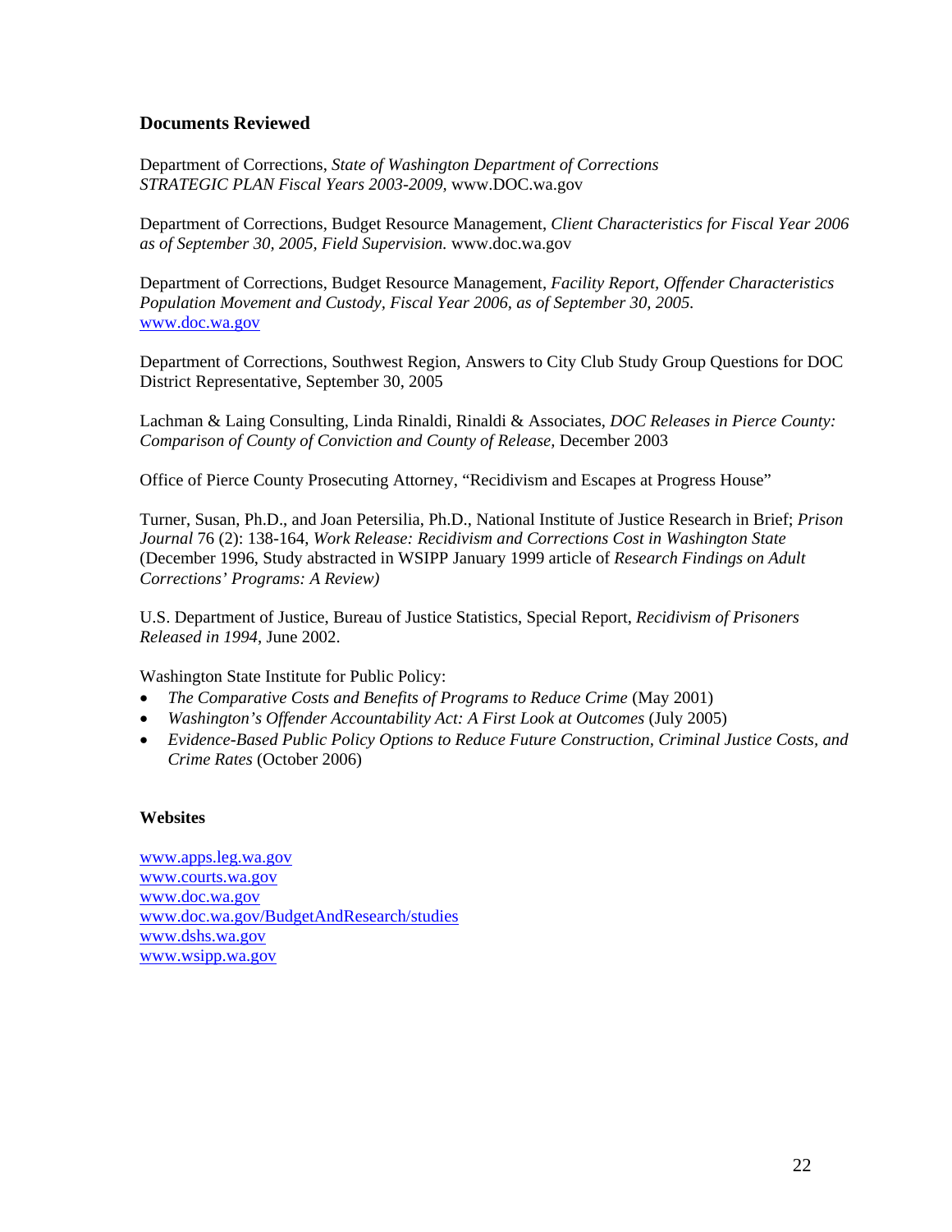### Documents Reviewed

Department of Corrections, *State of Washington Department of Corrections STRATEGIC PLAN Fiscal Years 2003-2009*, www.DOC.wa.gov

Department of Corrections, Budget Resource Management, *Client Characteristics for Fiscal Year 2006 as of September 30, 2005, Field Supervision.* www.doc.wa.gov

Department of Corrections, Budget Resource Management, *Facility Report, Offender Characteristics Population Movement and Custody, Fiscal Year 2006, as of September 30, 2005.* www.doc.wa.gov

Department of Corrections, Southwest Region, Answers to City Club Study Group Questions for DOC District Representative, September 30, 2005

Lachman & Laing Consulting, Linda Rinaldi, Rinaldi & Associates, *DOC Releases in Pierce County: Comparison of County of Conviction and County of Release*, December 2003

Office of Pierce County Prosecuting Attorney, "Recidivism and Escapes at Progress House"

Turner, Susan, Ph.D., and Joan Petersilia, Ph.D., National Institute of Justice Research in Brief; *Prison Journal* 76 (2): 138-164, *Work Release: Recidivism and Corrections Cost in Washington State* (December 1996, Study abstracted in WSIPP January 1999 article of *Research Findings on Adult Corrections' Programs: A Review)*

U.S. Department of Justice, Bureau of Justice Statistics, Special Report, *Recidivism of Prisoners Released in 1994*, June 2002.

Washington State Institute for Public Policy:

- *The Comparative Costs and Benefits of Programs to Reduce Crime* (May 2001)
- *Washington's Offender Accountability Act: A First Look at Outcomes* (July 2005)
- *Evidence-Based Public Policy Options to Reduce Future Construction, Criminal Justice Costs, and Crime Rates* (October 2006)

### Websites

www.apps.leg.wa.gov
www.courts.wa.gov
www.doc.wa.gov
www.doc.wa.gov/BudgetAndResearch/studies
www.dshs.wa.gov
www.wsipp.wa.gov